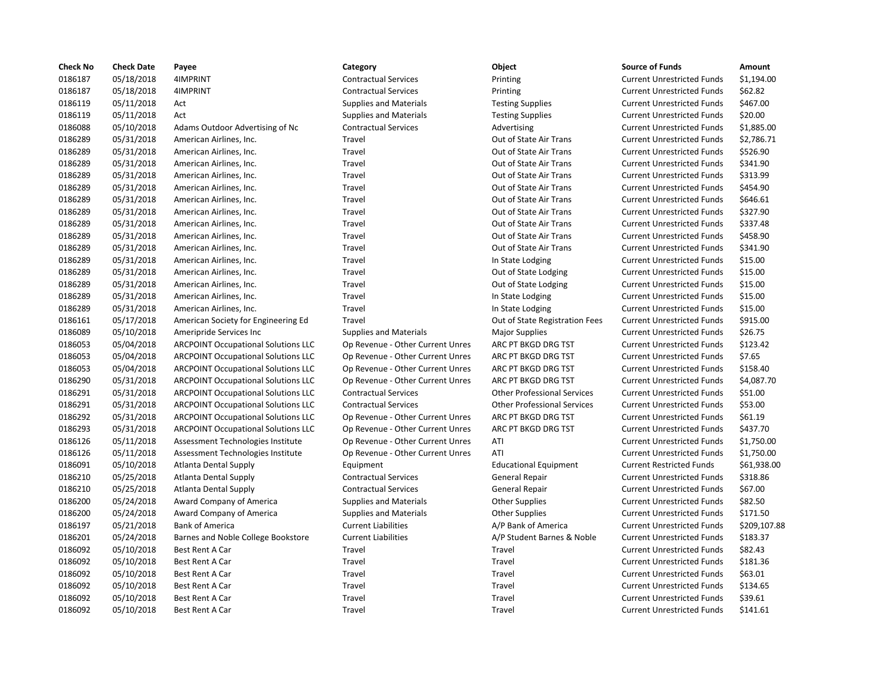| Check No | Check Date | Payee | Category | Object | Source of Funds | Amount |
|---|---|---|---|---|---|---|
| 0186187 | 05/18/2018 | 4IMPRINT | Contractual Services | Printing | Current Unrestricted Funds | $1,194.00 |
| 0186187 | 05/18/2018 | 4IMPRINT | Contractual Services | Printing | Current Unrestricted Funds | $62.82 |
| 0186119 | 05/11/2018 | Act | Supplies and Materials | Testing Supplies | Current Unrestricted Funds | $467.00 |
| 0186119 | 05/11/2018 | Act | Supplies and Materials | Testing Supplies | Current Unrestricted Funds | $20.00 |
| 0186088 | 05/10/2018 | Adams Outdoor Advertising of Nc | Contractual Services | Advertising | Current Unrestricted Funds | $1,885.00 |
| 0186289 | 05/31/2018 | American Airlines, Inc. | Travel | Out of State Air Trans | Current Unrestricted Funds | $2,786.71 |
| 0186289 | 05/31/2018 | American Airlines, Inc. | Travel | Out of State Air Trans | Current Unrestricted Funds | $526.90 |
| 0186289 | 05/31/2018 | American Airlines, Inc. | Travel | Out of State Air Trans | Current Unrestricted Funds | $341.90 |
| 0186289 | 05/31/2018 | American Airlines, Inc. | Travel | Out of State Air Trans | Current Unrestricted Funds | $313.99 |
| 0186289 | 05/31/2018 | American Airlines, Inc. | Travel | Out of State Air Trans | Current Unrestricted Funds | $454.90 |
| 0186289 | 05/31/2018 | American Airlines, Inc. | Travel | Out of State Air Trans | Current Unrestricted Funds | $646.61 |
| 0186289 | 05/31/2018 | American Airlines, Inc. | Travel | Out of State Air Trans | Current Unrestricted Funds | $327.90 |
| 0186289 | 05/31/2018 | American Airlines, Inc. | Travel | Out of State Air Trans | Current Unrestricted Funds | $337.48 |
| 0186289 | 05/31/2018 | American Airlines, Inc. | Travel | Out of State Air Trans | Current Unrestricted Funds | $458.90 |
| 0186289 | 05/31/2018 | American Airlines, Inc. | Travel | Out of State Air Trans | Current Unrestricted Funds | $341.90 |
| 0186289 | 05/31/2018 | American Airlines, Inc. | Travel | In State Lodging | Current Unrestricted Funds | $15.00 |
| 0186289 | 05/31/2018 | American Airlines, Inc. | Travel | Out of State Lodging | Current Unrestricted Funds | $15.00 |
| 0186289 | 05/31/2018 | American Airlines, Inc. | Travel | Out of State Lodging | Current Unrestricted Funds | $15.00 |
| 0186289 | 05/31/2018 | American Airlines, Inc. | Travel | In State Lodging | Current Unrestricted Funds | $15.00 |
| 0186289 | 05/31/2018 | American Airlines, Inc. | Travel | In State Lodging | Current Unrestricted Funds | $15.00 |
| 0186161 | 05/17/2018 | American Society for Engineering Ed | Travel | Out of State Registration Fees | Current Unrestricted Funds | $915.00 |
| 0186089 | 05/10/2018 | Ameripride Services Inc | Supplies and Materials | Major Supplies | Current Unrestricted Funds | $26.75 |
| 0186053 | 05/04/2018 | ARCPOINT Occupational Solutions LLC | Op Revenue - Other Current Unres | ARC PT BKGD DRG TST | Current Unrestricted Funds | $123.42 |
| 0186053 | 05/04/2018 | ARCPOINT Occupational Solutions LLC | Op Revenue - Other Current Unres | ARC PT BKGD DRG TST | Current Unrestricted Funds | $7.65 |
| 0186053 | 05/04/2018 | ARCPOINT Occupational Solutions LLC | Op Revenue - Other Current Unres | ARC PT BKGD DRG TST | Current Unrestricted Funds | $158.40 |
| 0186290 | 05/31/2018 | ARCPOINT Occupational Solutions LLC | Op Revenue - Other Current Unres | ARC PT BKGD DRG TST | Current Unrestricted Funds | $4,087.70 |
| 0186291 | 05/31/2018 | ARCPOINT Occupational Solutions LLC | Contractual Services | Other Professional Services | Current Unrestricted Funds | $51.00 |
| 0186291 | 05/31/2018 | ARCPOINT Occupational Solutions LLC | Contractual Services | Other Professional Services | Current Unrestricted Funds | $53.00 |
| 0186292 | 05/31/2018 | ARCPOINT Occupational Solutions LLC | Op Revenue - Other Current Unres | ARC PT BKGD DRG TST | Current Unrestricted Funds | $61.19 |
| 0186293 | 05/31/2018 | ARCPOINT Occupational Solutions LLC | Op Revenue - Other Current Unres | ARC PT BKGD DRG TST | Current Unrestricted Funds | $437.70 |
| 0186126 | 05/11/2018 | Assessment Technologies Institute | Op Revenue - Other Current Unres | ATI | Current Unrestricted Funds | $1,750.00 |
| 0186126 | 05/11/2018 | Assessment Technologies Institute | Op Revenue - Other Current Unres | ATI | Current Unrestricted Funds | $1,750.00 |
| 0186091 | 05/10/2018 | Atlanta Dental Supply | Equipment | Educational Equipment | Current Restricted Funds | $61,938.00 |
| 0186210 | 05/25/2018 | Atlanta Dental Supply | Contractual Services | General Repair | Current Unrestricted Funds | $318.86 |
| 0186210 | 05/25/2018 | Atlanta Dental Supply | Contractual Services | General Repair | Current Unrestricted Funds | $67.00 |
| 0186200 | 05/24/2018 | Award Company of America | Supplies and Materials | Other Supplies | Current Unrestricted Funds | $82.50 |
| 0186200 | 05/24/2018 | Award Company of America | Supplies and Materials | Other Supplies | Current Unrestricted Funds | $171.50 |
| 0186197 | 05/21/2018 | Bank of America | Current Liabilities | A/P Bank of America | Current Unrestricted Funds | $209,107.88 |
| 0186201 | 05/24/2018 | Barnes and Noble College Bookstore | Current Liabilities | A/P Student Barnes & Noble | Current Unrestricted Funds | $183.37 |
| 0186092 | 05/10/2018 | Best Rent A Car | Travel | Travel | Current Unrestricted Funds | $82.43 |
| 0186092 | 05/10/2018 | Best Rent A Car | Travel | Travel | Current Unrestricted Funds | $181.36 |
| 0186092 | 05/10/2018 | Best Rent A Car | Travel | Travel | Current Unrestricted Funds | $63.01 |
| 0186092 | 05/10/2018 | Best Rent A Car | Travel | Travel | Current Unrestricted Funds | $134.65 |
| 0186092 | 05/10/2018 | Best Rent A Car | Travel | Travel | Current Unrestricted Funds | $39.61 |
| 0186092 | 05/10/2018 | Best Rent A Car | Travel | Travel | Current Unrestricted Funds | $141.61 |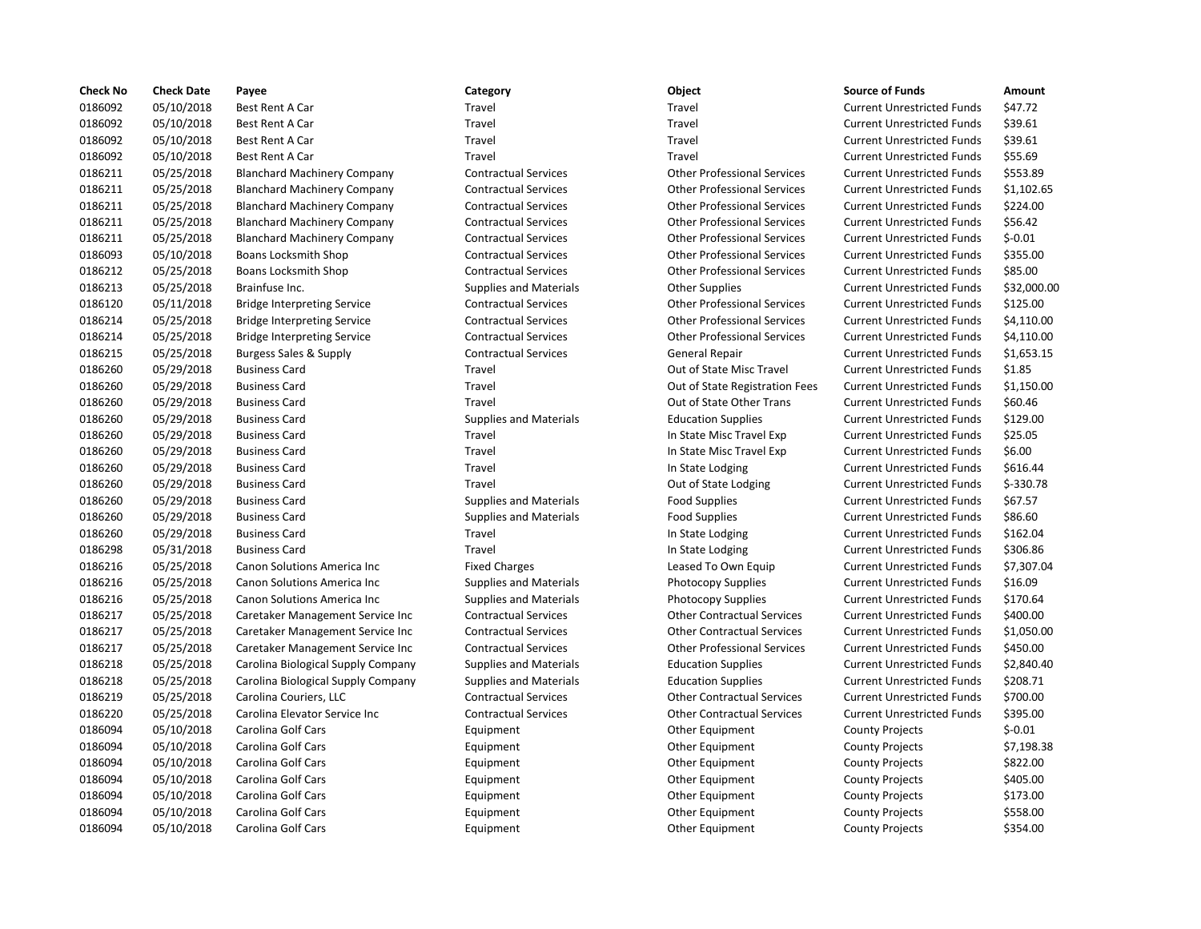| Check No | Check Date | Payee | Category | Object | Source of Funds | Amount |
|---|---|---|---|---|---|---|
| 0186092 | 05/10/2018 | Best Rent A Car | Travel | Travel | Current Unrestricted Funds | $47.72 |
| 0186092 | 05/10/2018 | Best Rent A Car | Travel | Travel | Current Unrestricted Funds | $39.61 |
| 0186092 | 05/10/2018 | Best Rent A Car | Travel | Travel | Current Unrestricted Funds | $39.61 |
| 0186092 | 05/10/2018 | Best Rent A Car | Travel | Travel | Current Unrestricted Funds | $55.69 |
| 0186211 | 05/25/2018 | Blanchard Machinery Company | Contractual Services | Other Professional Services | Current Unrestricted Funds | $553.89 |
| 0186211 | 05/25/2018 | Blanchard Machinery Company | Contractual Services | Other Professional Services | Current Unrestricted Funds | $1,102.65 |
| 0186211 | 05/25/2018 | Blanchard Machinery Company | Contractual Services | Other Professional Services | Current Unrestricted Funds | $224.00 |
| 0186211 | 05/25/2018 | Blanchard Machinery Company | Contractual Services | Other Professional Services | Current Unrestricted Funds | $56.42 |
| 0186211 | 05/25/2018 | Blanchard Machinery Company | Contractual Services | Other Professional Services | Current Unrestricted Funds | $-0.01 |
| 0186093 | 05/10/2018 | Boans Locksmith Shop | Contractual Services | Other Professional Services | Current Unrestricted Funds | $355.00 |
| 0186212 | 05/25/2018 | Boans Locksmith Shop | Contractual Services | Other Professional Services | Current Unrestricted Funds | $85.00 |
| 0186213 | 05/25/2018 | Brainfuse Inc. | Supplies and Materials | Other Supplies | Current Unrestricted Funds | $32,000.00 |
| 0186120 | 05/11/2018 | Bridge Interpreting Service | Contractual Services | Other Professional Services | Current Unrestricted Funds | $125.00 |
| 0186214 | 05/25/2018 | Bridge Interpreting Service | Contractual Services | Other Professional Services | Current Unrestricted Funds | $4,110.00 |
| 0186214 | 05/25/2018 | Bridge Interpreting Service | Contractual Services | Other Professional Services | Current Unrestricted Funds | $4,110.00 |
| 0186215 | 05/25/2018 | Burgess Sales & Supply | Contractual Services | General Repair | Current Unrestricted Funds | $1,653.15 |
| 0186260 | 05/29/2018 | Business Card | Travel | Out of State Misc Travel | Current Unrestricted Funds | $1.85 |
| 0186260 | 05/29/2018 | Business Card | Travel | Out of State Registration Fees | Current Unrestricted Funds | $1,150.00 |
| 0186260 | 05/29/2018 | Business Card | Travel | Out of State Other Trans | Current Unrestricted Funds | $60.46 |
| 0186260 | 05/29/2018 | Business Card | Supplies and Materials | Education Supplies | Current Unrestricted Funds | $129.00 |
| 0186260 | 05/29/2018 | Business Card | Travel | In State Misc Travel Exp | Current Unrestricted Funds | $25.05 |
| 0186260 | 05/29/2018 | Business Card | Travel | In State Misc Travel Exp | Current Unrestricted Funds | $6.00 |
| 0186260 | 05/29/2018 | Business Card | Travel | In State Lodging | Current Unrestricted Funds | $616.44 |
| 0186260 | 05/29/2018 | Business Card | Travel | Out of State Lodging | Current Unrestricted Funds | $-330.78 |
| 0186260 | 05/29/2018 | Business Card | Supplies and Materials | Food Supplies | Current Unrestricted Funds | $67.57 |
| 0186260 | 05/29/2018 | Business Card | Supplies and Materials | Food Supplies | Current Unrestricted Funds | $86.60 |
| 0186260 | 05/29/2018 | Business Card | Travel | In State Lodging | Current Unrestricted Funds | $162.04 |
| 0186298 | 05/31/2018 | Business Card | Travel | In State Lodging | Current Unrestricted Funds | $306.86 |
| 0186216 | 05/25/2018 | Canon Solutions America Inc | Fixed Charges | Leased To Own Equip | Current Unrestricted Funds | $7,307.04 |
| 0186216 | 05/25/2018 | Canon Solutions America Inc | Supplies and Materials | Photocopy Supplies | Current Unrestricted Funds | $16.09 |
| 0186216 | 05/25/2018 | Canon Solutions America Inc | Supplies and Materials | Photocopy Supplies | Current Unrestricted Funds | $170.64 |
| 0186217 | 05/25/2018 | Caretaker Management Service Inc | Contractual Services | Other Contractual Services | Current Unrestricted Funds | $400.00 |
| 0186217 | 05/25/2018 | Caretaker Management Service Inc | Contractual Services | Other Contractual Services | Current Unrestricted Funds | $1,050.00 |
| 0186217 | 05/25/2018 | Caretaker Management Service Inc | Contractual Services | Other Professional Services | Current Unrestricted Funds | $450.00 |
| 0186218 | 05/25/2018 | Carolina Biological Supply Company | Supplies and Materials | Education Supplies | Current Unrestricted Funds | $2,840.40 |
| 0186218 | 05/25/2018 | Carolina Biological Supply Company | Supplies and Materials | Education Supplies | Current Unrestricted Funds | $208.71 |
| 0186219 | 05/25/2018 | Carolina Couriers, LLC | Contractual Services | Other Contractual Services | Current Unrestricted Funds | $700.00 |
| 0186220 | 05/25/2018 | Carolina Elevator Service Inc | Contractual Services | Other Contractual Services | Current Unrestricted Funds | $395.00 |
| 0186094 | 05/10/2018 | Carolina Golf Cars | Equipment | Other Equipment | County Projects | $-0.01 |
| 0186094 | 05/10/2018 | Carolina Golf Cars | Equipment | Other Equipment | County Projects | $7,198.38 |
| 0186094 | 05/10/2018 | Carolina Golf Cars | Equipment | Other Equipment | County Projects | $822.00 |
| 0186094 | 05/10/2018 | Carolina Golf Cars | Equipment | Other Equipment | County Projects | $405.00 |
| 0186094 | 05/10/2018 | Carolina Golf Cars | Equipment | Other Equipment | County Projects | $173.00 |
| 0186094 | 05/10/2018 | Carolina Golf Cars | Equipment | Other Equipment | County Projects | $558.00 |
| 0186094 | 05/10/2018 | Carolina Golf Cars | Equipment | Other Equipment | County Projects | $354.00 |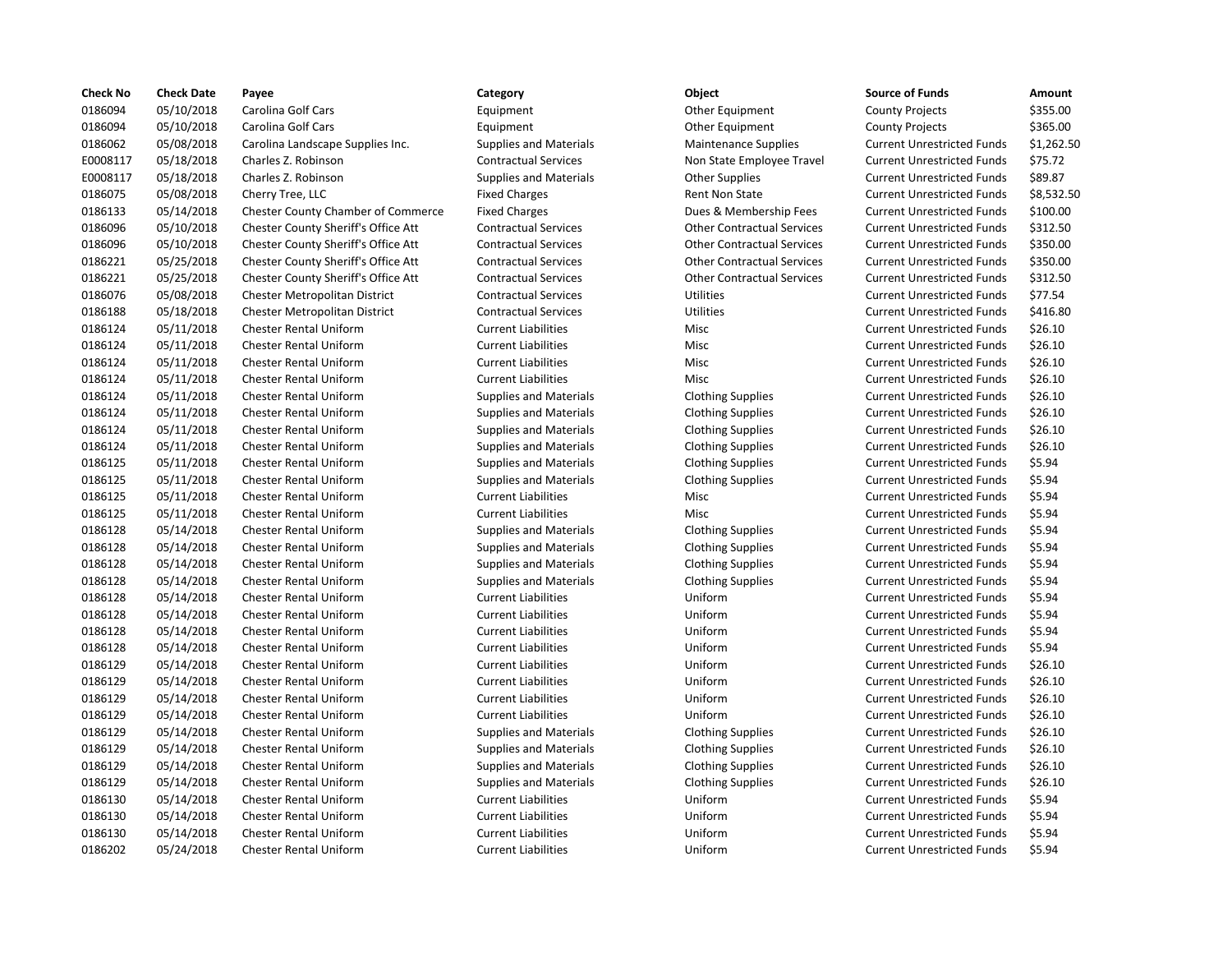| Check No | Check Date | Payee | Category | Object | Source of Funds | Amount |
|---|---|---|---|---|---|---|
| 0186094 | 05/10/2018 | Carolina Golf Cars | Equipment | Other Equipment | County Projects | $355.00 |
| 0186094 | 05/10/2018 | Carolina Golf Cars | Equipment | Other Equipment | County Projects | $365.00 |
| 0186062 | 05/08/2018 | Carolina Landscape Supplies Inc. | Supplies and Materials | Maintenance Supplies | Current Unrestricted Funds | $1,262.50 |
| E0008117 | 05/18/2018 | Charles Z. Robinson | Contractual Services | Non State Employee Travel | Current Unrestricted Funds | $75.72 |
| E0008117 | 05/18/2018 | Charles Z. Robinson | Supplies and Materials | Other Supplies | Current Unrestricted Funds | $89.87 |
| 0186075 | 05/08/2018 | Cherry Tree, LLC | Fixed Charges | Rent Non State | Current Unrestricted Funds | $8,532.50 |
| 0186133 | 05/14/2018 | Chester County Chamber of Commerce | Fixed Charges | Dues & Membership Fees | Current Unrestricted Funds | $100.00 |
| 0186096 | 05/10/2018 | Chester County Sheriff's Office Att | Contractual Services | Other Contractual Services | Current Unrestricted Funds | $312.50 |
| 0186096 | 05/10/2018 | Chester County Sheriff's Office Att | Contractual Services | Other Contractual Services | Current Unrestricted Funds | $350.00 |
| 0186221 | 05/25/2018 | Chester County Sheriff's Office Att | Contractual Services | Other Contractual Services | Current Unrestricted Funds | $350.00 |
| 0186221 | 05/25/2018 | Chester County Sheriff's Office Att | Contractual Services | Other Contractual Services | Current Unrestricted Funds | $312.50 |
| 0186076 | 05/08/2018 | Chester Metropolitan District | Contractual Services | Utilities | Current Unrestricted Funds | $77.54 |
| 0186188 | 05/18/2018 | Chester Metropolitan District | Contractual Services | Utilities | Current Unrestricted Funds | $416.80 |
| 0186124 | 05/11/2018 | Chester Rental Uniform | Current Liabilities | Misc | Current Unrestricted Funds | $26.10 |
| 0186124 | 05/11/2018 | Chester Rental Uniform | Current Liabilities | Misc | Current Unrestricted Funds | $26.10 |
| 0186124 | 05/11/2018 | Chester Rental Uniform | Current Liabilities | Misc | Current Unrestricted Funds | $26.10 |
| 0186124 | 05/11/2018 | Chester Rental Uniform | Current Liabilities | Misc | Current Unrestricted Funds | $26.10 |
| 0186124 | 05/11/2018 | Chester Rental Uniform | Supplies and Materials | Clothing Supplies | Current Unrestricted Funds | $26.10 |
| 0186124 | 05/11/2018 | Chester Rental Uniform | Supplies and Materials | Clothing Supplies | Current Unrestricted Funds | $26.10 |
| 0186124 | 05/11/2018 | Chester Rental Uniform | Supplies and Materials | Clothing Supplies | Current Unrestricted Funds | $26.10 |
| 0186124 | 05/11/2018 | Chester Rental Uniform | Supplies and Materials | Clothing Supplies | Current Unrestricted Funds | $26.10 |
| 0186125 | 05/11/2018 | Chester Rental Uniform | Supplies and Materials | Clothing Supplies | Current Unrestricted Funds | $5.94 |
| 0186125 | 05/11/2018 | Chester Rental Uniform | Supplies and Materials | Clothing Supplies | Current Unrestricted Funds | $5.94 |
| 0186125 | 05/11/2018 | Chester Rental Uniform | Current Liabilities | Misc | Current Unrestricted Funds | $5.94 |
| 0186125 | 05/11/2018 | Chester Rental Uniform | Current Liabilities | Misc | Current Unrestricted Funds | $5.94 |
| 0186128 | 05/14/2018 | Chester Rental Uniform | Supplies and Materials | Clothing Supplies | Current Unrestricted Funds | $5.94 |
| 0186128 | 05/14/2018 | Chester Rental Uniform | Supplies and Materials | Clothing Supplies | Current Unrestricted Funds | $5.94 |
| 0186128 | 05/14/2018 | Chester Rental Uniform | Supplies and Materials | Clothing Supplies | Current Unrestricted Funds | $5.94 |
| 0186128 | 05/14/2018 | Chester Rental Uniform | Supplies and Materials | Clothing Supplies | Current Unrestricted Funds | $5.94 |
| 0186128 | 05/14/2018 | Chester Rental Uniform | Current Liabilities | Uniform | Current Unrestricted Funds | $5.94 |
| 0186128 | 05/14/2018 | Chester Rental Uniform | Current Liabilities | Uniform | Current Unrestricted Funds | $5.94 |
| 0186128 | 05/14/2018 | Chester Rental Uniform | Current Liabilities | Uniform | Current Unrestricted Funds | $5.94 |
| 0186128 | 05/14/2018 | Chester Rental Uniform | Current Liabilities | Uniform | Current Unrestricted Funds | $5.94 |
| 0186129 | 05/14/2018 | Chester Rental Uniform | Current Liabilities | Uniform | Current Unrestricted Funds | $26.10 |
| 0186129 | 05/14/2018 | Chester Rental Uniform | Current Liabilities | Uniform | Current Unrestricted Funds | $26.10 |
| 0186129 | 05/14/2018 | Chester Rental Uniform | Current Liabilities | Uniform | Current Unrestricted Funds | $26.10 |
| 0186129 | 05/14/2018 | Chester Rental Uniform | Current Liabilities | Uniform | Current Unrestricted Funds | $26.10 |
| 0186129 | 05/14/2018 | Chester Rental Uniform | Supplies and Materials | Clothing Supplies | Current Unrestricted Funds | $26.10 |
| 0186129 | 05/14/2018 | Chester Rental Uniform | Supplies and Materials | Clothing Supplies | Current Unrestricted Funds | $26.10 |
| 0186129 | 05/14/2018 | Chester Rental Uniform | Supplies and Materials | Clothing Supplies | Current Unrestricted Funds | $26.10 |
| 0186129 | 05/14/2018 | Chester Rental Uniform | Supplies and Materials | Clothing Supplies | Current Unrestricted Funds | $26.10 |
| 0186130 | 05/14/2018 | Chester Rental Uniform | Current Liabilities | Uniform | Current Unrestricted Funds | $5.94 |
| 0186130 | 05/14/2018 | Chester Rental Uniform | Current Liabilities | Uniform | Current Unrestricted Funds | $5.94 |
| 0186130 | 05/14/2018 | Chester Rental Uniform | Current Liabilities | Uniform | Current Unrestricted Funds | $5.94 |
| 0186202 | 05/24/2018 | Chester Rental Uniform | Current Liabilities | Uniform | Current Unrestricted Funds | $5.94 |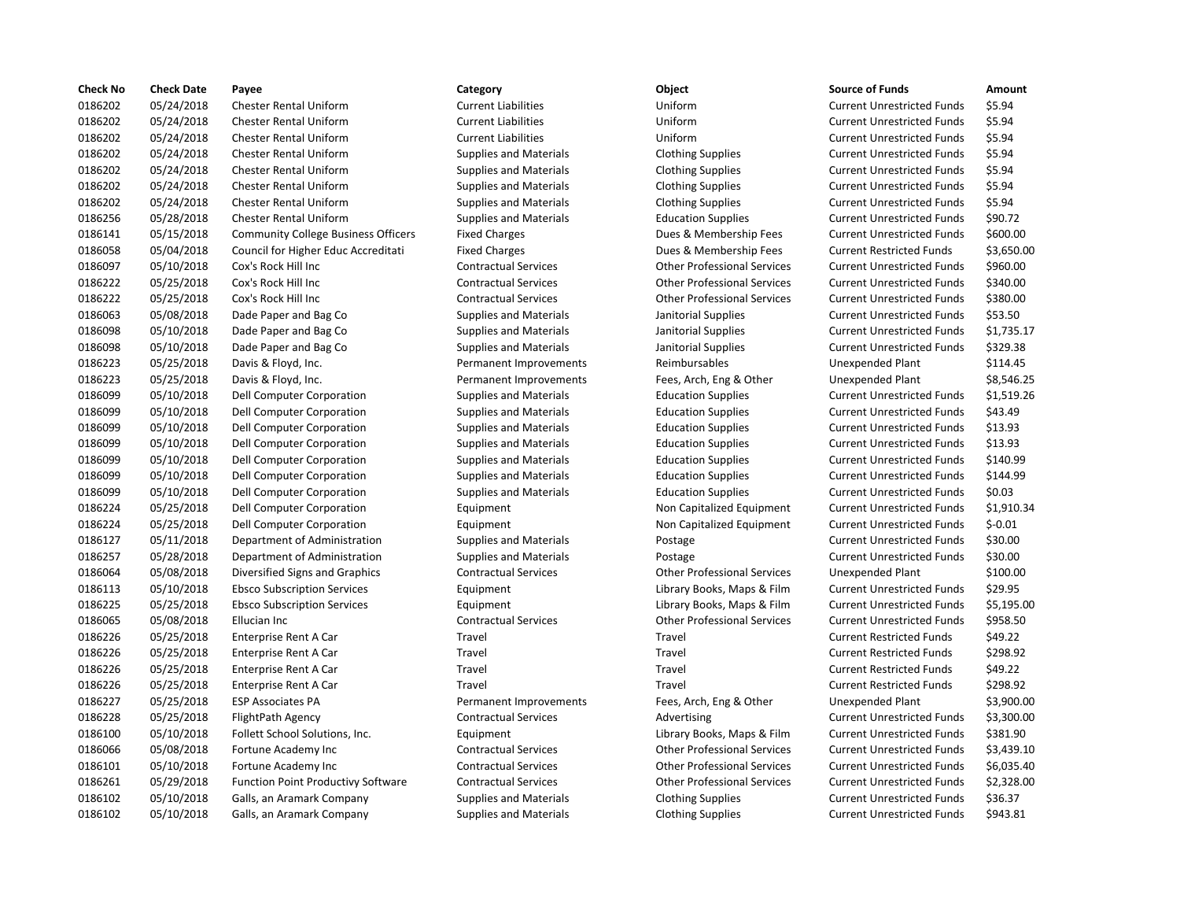| Check No | Check Date | Payee | Category | Object | Source of Funds | Amount |
|---|---|---|---|---|---|---|
| 0186202 | 05/24/2018 | Chester Rental Uniform | Current Liabilities | Uniform | Current Unrestricted Funds | $5.94 |
| 0186202 | 05/24/2018 | Chester Rental Uniform | Current Liabilities | Uniform | Current Unrestricted Funds | $5.94 |
| 0186202 | 05/24/2018 | Chester Rental Uniform | Current Liabilities | Uniform | Current Unrestricted Funds | $5.94 |
| 0186202 | 05/24/2018 | Chester Rental Uniform | Supplies and Materials | Clothing Supplies | Current Unrestricted Funds | $5.94 |
| 0186202 | 05/24/2018 | Chester Rental Uniform | Supplies and Materials | Clothing Supplies | Current Unrestricted Funds | $5.94 |
| 0186202 | 05/24/2018 | Chester Rental Uniform | Supplies and Materials | Clothing Supplies | Current Unrestricted Funds | $5.94 |
| 0186202 | 05/24/2018 | Chester Rental Uniform | Supplies and Materials | Clothing Supplies | Current Unrestricted Funds | $5.94 |
| 0186256 | 05/28/2018 | Chester Rental Uniform | Supplies and Materials | Education Supplies | Current Unrestricted Funds | $90.72 |
| 0186141 | 05/15/2018 | Community College Business Officers | Fixed Charges | Dues & Membership Fees | Current Unrestricted Funds | $600.00 |
| 0186058 | 05/04/2018 | Council for Higher Educ Accreditati | Fixed Charges | Dues & Membership Fees | Current Restricted Funds | $3,650.00 |
| 0186097 | 05/10/2018 | Cox's Rock Hill Inc | Contractual Services | Other Professional Services | Current Unrestricted Funds | $960.00 |
| 0186222 | 05/25/2018 | Cox's Rock Hill Inc | Contractual Services | Other Professional Services | Current Unrestricted Funds | $340.00 |
| 0186222 | 05/25/2018 | Cox's Rock Hill Inc | Contractual Services | Other Professional Services | Current Unrestricted Funds | $380.00 |
| 0186063 | 05/08/2018 | Dade Paper and Bag Co | Supplies and Materials | Janitorial Supplies | Current Unrestricted Funds | $53.50 |
| 0186098 | 05/10/2018 | Dade Paper and Bag Co | Supplies and Materials | Janitorial Supplies | Current Unrestricted Funds | $1,735.17 |
| 0186098 | 05/10/2018 | Dade Paper and Bag Co | Supplies and Materials | Janitorial Supplies | Current Unrestricted Funds | $329.38 |
| 0186223 | 05/25/2018 | Davis & Floyd, Inc. | Permanent Improvements | Reimbursables | Unexpended Plant | $114.45 |
| 0186223 | 05/25/2018 | Davis & Floyd, Inc. | Permanent Improvements | Fees, Arch, Eng & Other | Unexpended Plant | $8,546.25 |
| 0186099 | 05/10/2018 | Dell Computer Corporation | Supplies and Materials | Education Supplies | Current Unrestricted Funds | $1,519.26 |
| 0186099 | 05/10/2018 | Dell Computer Corporation | Supplies and Materials | Education Supplies | Current Unrestricted Funds | $43.49 |
| 0186099 | 05/10/2018 | Dell Computer Corporation | Supplies and Materials | Education Supplies | Current Unrestricted Funds | $13.93 |
| 0186099 | 05/10/2018 | Dell Computer Corporation | Supplies and Materials | Education Supplies | Current Unrestricted Funds | $13.93 |
| 0186099 | 05/10/2018 | Dell Computer Corporation | Supplies and Materials | Education Supplies | Current Unrestricted Funds | $140.99 |
| 0186099 | 05/10/2018 | Dell Computer Corporation | Supplies and Materials | Education Supplies | Current Unrestricted Funds | $144.99 |
| 0186099 | 05/10/2018 | Dell Computer Corporation | Supplies and Materials | Education Supplies | Current Unrestricted Funds | $0.03 |
| 0186224 | 05/25/2018 | Dell Computer Corporation | Equipment | Non Capitalized Equipment | Current Unrestricted Funds | $1,910.34 |
| 0186224 | 05/25/2018 | Dell Computer Corporation | Equipment | Non Capitalized Equipment | Current Unrestricted Funds | $-0.01 |
| 0186127 | 05/11/2018 | Department of Administration | Supplies and Materials | Postage | Current Unrestricted Funds | $30.00 |
| 0186257 | 05/28/2018 | Department of Administration | Supplies and Materials | Postage | Current Unrestricted Funds | $30.00 |
| 0186064 | 05/08/2018 | Diversified Signs and Graphics | Contractual Services | Other Professional Services | Unexpended Plant | $100.00 |
| 0186113 | 05/10/2018 | Ebsco Subscription Services | Equipment | Library Books, Maps & Film | Current Unrestricted Funds | $29.95 |
| 0186225 | 05/25/2018 | Ebsco Subscription Services | Equipment | Library Books, Maps & Film | Current Unrestricted Funds | $5,195.00 |
| 0186065 | 05/08/2018 | Ellucian Inc | Contractual Services | Other Professional Services | Current Unrestricted Funds | $958.50 |
| 0186226 | 05/25/2018 | Enterprise Rent A Car | Travel | Travel | Current Restricted Funds | $49.22 |
| 0186226 | 05/25/2018 | Enterprise Rent A Car | Travel | Travel | Current Restricted Funds | $298.92 |
| 0186226 | 05/25/2018 | Enterprise Rent A Car | Travel | Travel | Current Restricted Funds | $49.22 |
| 0186226 | 05/25/2018 | Enterprise Rent A Car | Travel | Travel | Current Restricted Funds | $298.92 |
| 0186227 | 05/25/2018 | ESP Associates PA | Permanent Improvements | Fees, Arch, Eng & Other | Unexpended Plant | $3,900.00 |
| 0186228 | 05/25/2018 | FlightPath Agency | Contractual Services | Advertising | Current Unrestricted Funds | $3,300.00 |
| 0186100 | 05/10/2018 | Follett School Solutions, Inc. | Equipment | Library Books, Maps & Film | Current Unrestricted Funds | $381.90 |
| 0186066 | 05/08/2018 | Fortune Academy Inc | Contractual Services | Other Professional Services | Current Unrestricted Funds | $3,439.10 |
| 0186101 | 05/10/2018 | Fortune Academy Inc | Contractual Services | Other Professional Services | Current Unrestricted Funds | $6,035.40 |
| 0186261 | 05/29/2018 | Function Point Productivy Software | Contractual Services | Other Professional Services | Current Unrestricted Funds | $2,328.00 |
| 0186102 | 05/10/2018 | Galls, an Aramark Company | Supplies and Materials | Clothing Supplies | Current Unrestricted Funds | $36.37 |
| 0186102 | 05/10/2018 | Galls, an Aramark Company | Supplies and Materials | Clothing Supplies | Current Unrestricted Funds | $943.81 |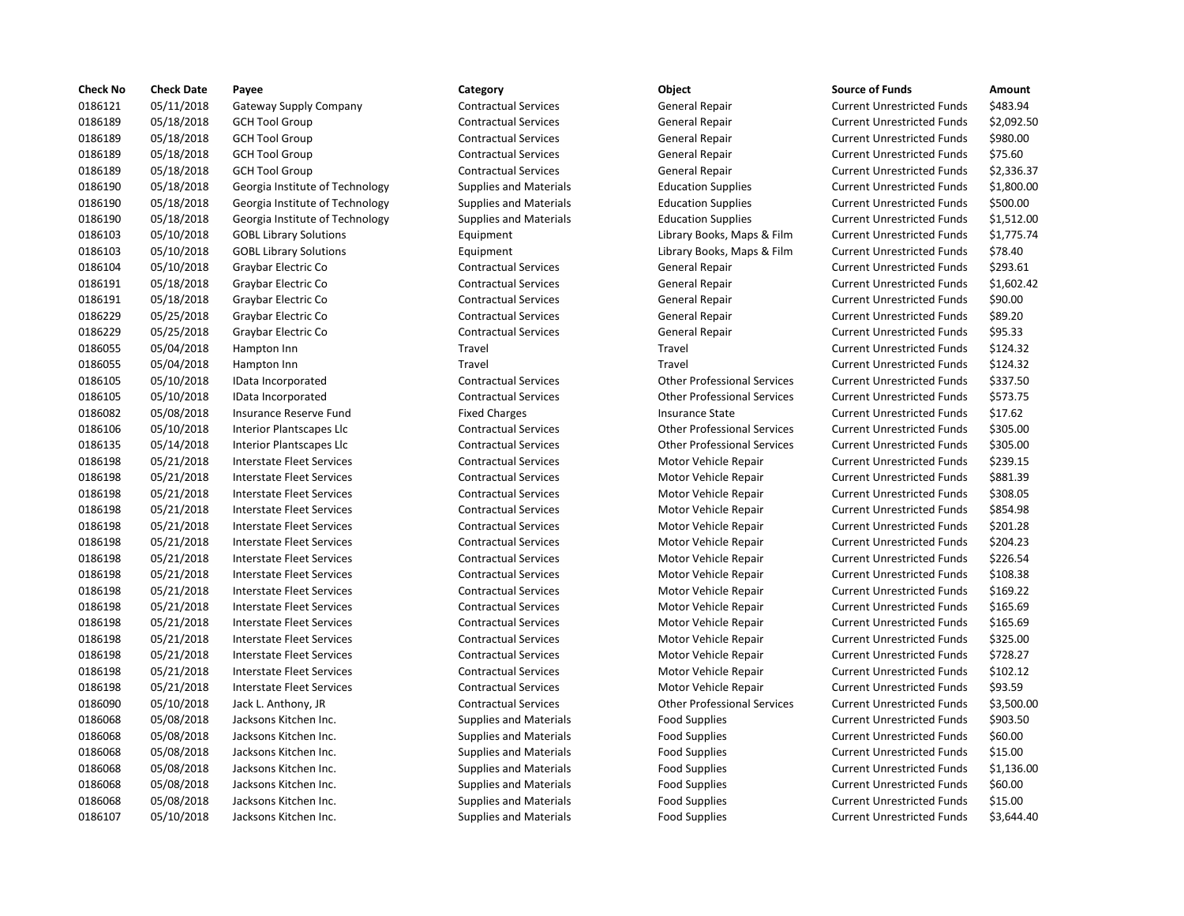| Check No | Check Date | Payee | Category | Object | Source of Funds | Amount |
|---|---|---|---|---|---|---|
| 0186121 | 05/11/2018 | Gateway Supply Company | Contractual Services | General Repair | Current Unrestricted Funds | $483.94 |
| 0186189 | 05/18/2018 | GCH Tool Group | Contractual Services | General Repair | Current Unrestricted Funds | $2,092.50 |
| 0186189 | 05/18/2018 | GCH Tool Group | Contractual Services | General Repair | Current Unrestricted Funds | $980.00 |
| 0186189 | 05/18/2018 | GCH Tool Group | Contractual Services | General Repair | Current Unrestricted Funds | $75.60 |
| 0186189 | 05/18/2018 | GCH Tool Group | Contractual Services | General Repair | Current Unrestricted Funds | $2,336.37 |
| 0186190 | 05/18/2018 | Georgia Institute of Technology | Supplies and Materials | Education Supplies | Current Unrestricted Funds | $1,800.00 |
| 0186190 | 05/18/2018 | Georgia Institute of Technology | Supplies and Materials | Education Supplies | Current Unrestricted Funds | $500.00 |
| 0186190 | 05/18/2018 | Georgia Institute of Technology | Supplies and Materials | Education Supplies | Current Unrestricted Funds | $1,512.00 |
| 0186103 | 05/10/2018 | GOBL Library Solutions | Equipment | Library Books, Maps & Film | Current Unrestricted Funds | $1,775.74 |
| 0186103 | 05/10/2018 | GOBL Library Solutions | Equipment | Library Books, Maps & Film | Current Unrestricted Funds | $78.40 |
| 0186104 | 05/10/2018 | Graybar Electric Co | Contractual Services | General Repair | Current Unrestricted Funds | $293.61 |
| 0186191 | 05/18/2018 | Graybar Electric Co | Contractual Services | General Repair | Current Unrestricted Funds | $1,602.42 |
| 0186191 | 05/18/2018 | Graybar Electric Co | Contractual Services | General Repair | Current Unrestricted Funds | $90.00 |
| 0186229 | 05/25/2018 | Graybar Electric Co | Contractual Services | General Repair | Current Unrestricted Funds | $89.20 |
| 0186229 | 05/25/2018 | Graybar Electric Co | Contractual Services | General Repair | Current Unrestricted Funds | $95.33 |
| 0186055 | 05/04/2018 | Hampton Inn | Travel | Travel | Current Unrestricted Funds | $124.32 |
| 0186055 | 05/04/2018 | Hampton Inn | Travel | Travel | Current Unrestricted Funds | $124.32 |
| 0186105 | 05/10/2018 | IData Incorporated | Contractual Services | Other Professional Services | Current Unrestricted Funds | $337.50 |
| 0186105 | 05/10/2018 | IData Incorporated | Contractual Services | Other Professional Services | Current Unrestricted Funds | $573.75 |
| 0186082 | 05/08/2018 | Insurance Reserve Fund | Fixed Charges | Insurance State | Current Unrestricted Funds | $17.62 |
| 0186106 | 05/10/2018 | Interior Plantscapes Llc | Contractual Services | Other Professional Services | Current Unrestricted Funds | $305.00 |
| 0186135 | 05/14/2018 | Interior Plantscapes Llc | Contractual Services | Other Professional Services | Current Unrestricted Funds | $305.00 |
| 0186198 | 05/21/2018 | Interstate Fleet Services | Contractual Services | Motor Vehicle Repair | Current Unrestricted Funds | $239.15 |
| 0186198 | 05/21/2018 | Interstate Fleet Services | Contractual Services | Motor Vehicle Repair | Current Unrestricted Funds | $881.39 |
| 0186198 | 05/21/2018 | Interstate Fleet Services | Contractual Services | Motor Vehicle Repair | Current Unrestricted Funds | $308.05 |
| 0186198 | 05/21/2018 | Interstate Fleet Services | Contractual Services | Motor Vehicle Repair | Current Unrestricted Funds | $854.98 |
| 0186198 | 05/21/2018 | Interstate Fleet Services | Contractual Services | Motor Vehicle Repair | Current Unrestricted Funds | $201.28 |
| 0186198 | 05/21/2018 | Interstate Fleet Services | Contractual Services | Motor Vehicle Repair | Current Unrestricted Funds | $204.23 |
| 0186198 | 05/21/2018 | Interstate Fleet Services | Contractual Services | Motor Vehicle Repair | Current Unrestricted Funds | $226.54 |
| 0186198 | 05/21/2018 | Interstate Fleet Services | Contractual Services | Motor Vehicle Repair | Current Unrestricted Funds | $108.38 |
| 0186198 | 05/21/2018 | Interstate Fleet Services | Contractual Services | Motor Vehicle Repair | Current Unrestricted Funds | $169.22 |
| 0186198 | 05/21/2018 | Interstate Fleet Services | Contractual Services | Motor Vehicle Repair | Current Unrestricted Funds | $165.69 |
| 0186198 | 05/21/2018 | Interstate Fleet Services | Contractual Services | Motor Vehicle Repair | Current Unrestricted Funds | $165.69 |
| 0186198 | 05/21/2018 | Interstate Fleet Services | Contractual Services | Motor Vehicle Repair | Current Unrestricted Funds | $325.00 |
| 0186198 | 05/21/2018 | Interstate Fleet Services | Contractual Services | Motor Vehicle Repair | Current Unrestricted Funds | $728.27 |
| 0186198 | 05/21/2018 | Interstate Fleet Services | Contractual Services | Motor Vehicle Repair | Current Unrestricted Funds | $102.12 |
| 0186198 | 05/21/2018 | Interstate Fleet Services | Contractual Services | Motor Vehicle Repair | Current Unrestricted Funds | $93.59 |
| 0186090 | 05/10/2018 | Jack L. Anthony, JR | Contractual Services | Other Professional Services | Current Unrestricted Funds | $3,500.00 |
| 0186068 | 05/08/2018 | Jacksons Kitchen Inc. | Supplies and Materials | Food Supplies | Current Unrestricted Funds | $903.50 |
| 0186068 | 05/08/2018 | Jacksons Kitchen Inc. | Supplies and Materials | Food Supplies | Current Unrestricted Funds | $60.00 |
| 0186068 | 05/08/2018 | Jacksons Kitchen Inc. | Supplies and Materials | Food Supplies | Current Unrestricted Funds | $15.00 |
| 0186068 | 05/08/2018 | Jacksons Kitchen Inc. | Supplies and Materials | Food Supplies | Current Unrestricted Funds | $1,136.00 |
| 0186068 | 05/08/2018 | Jacksons Kitchen Inc. | Supplies and Materials | Food Supplies | Current Unrestricted Funds | $60.00 |
| 0186068 | 05/08/2018 | Jacksons Kitchen Inc. | Supplies and Materials | Food Supplies | Current Unrestricted Funds | $15.00 |
| 0186107 | 05/10/2018 | Jacksons Kitchen Inc. | Supplies and Materials | Food Supplies | Current Unrestricted Funds | $3,644.40 |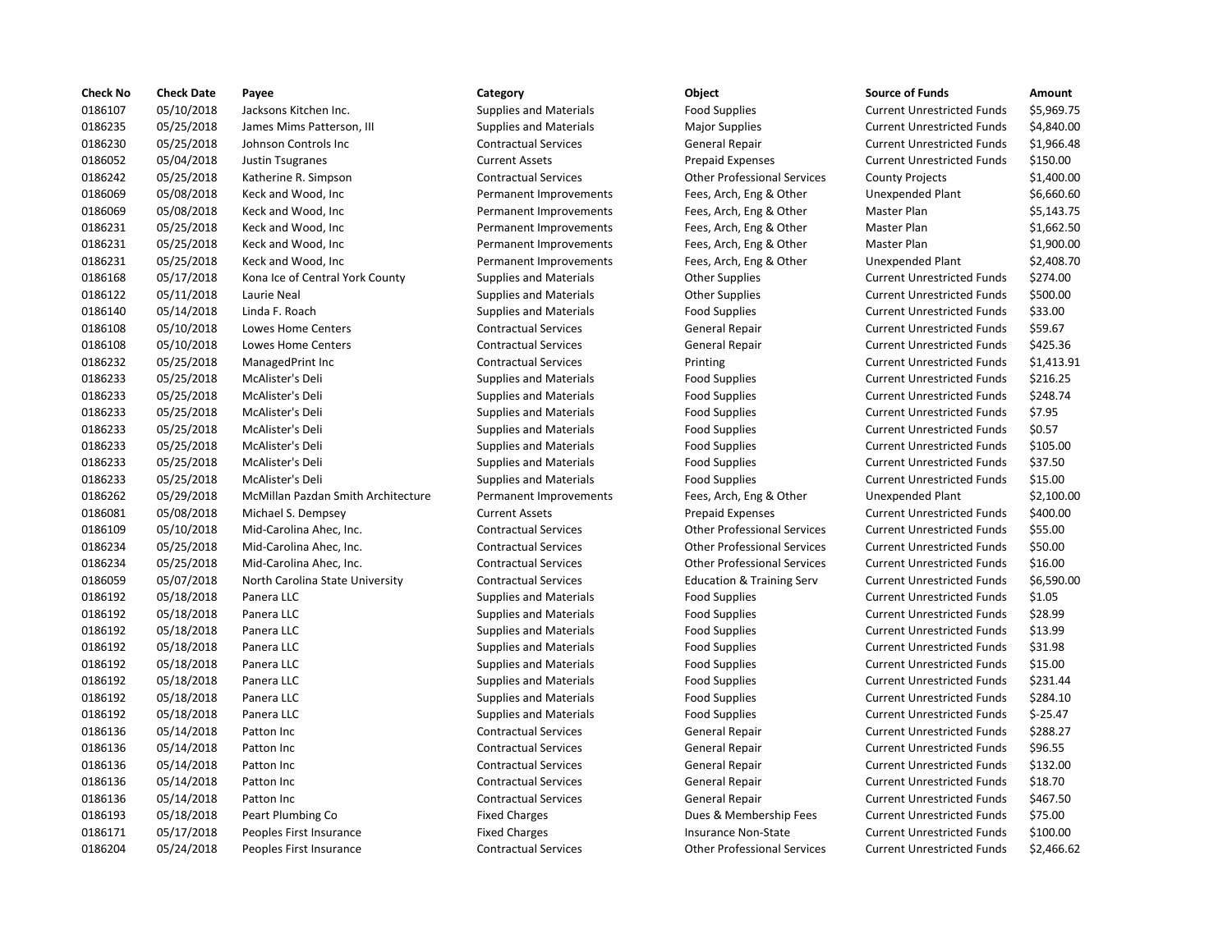| Check No | Check Date | Payee | Category | Object | Source of Funds | Amount |
|---|---|---|---|---|---|---|
| 0186107 | 05/10/2018 | Jacksons Kitchen Inc. | Supplies and Materials | Food Supplies | Current Unrestricted Funds | $5,969.75 |
| 0186235 | 05/25/2018 | James Mims Patterson, III | Supplies and Materials | Major Supplies | Current Unrestricted Funds | $4,840.00 |
| 0186230 | 05/25/2018 | Johnson Controls Inc | Contractual Services | General Repair | Current Unrestricted Funds | $1,966.48 |
| 0186052 | 05/04/2018 | Justin Tsugranes | Current Assets | Prepaid Expenses | Current Unrestricted Funds | $150.00 |
| 0186242 | 05/25/2018 | Katherine R. Simpson | Contractual Services | Other Professional Services | County Projects | $1,400.00 |
| 0186069 | 05/08/2018 | Keck and Wood, Inc | Permanent Improvements | Fees, Arch, Eng & Other | Unexpended Plant | $6,660.60 |
| 0186069 | 05/08/2018 | Keck and Wood, Inc | Permanent Improvements | Fees, Arch, Eng & Other | Master Plan | $5,143.75 |
| 0186231 | 05/25/2018 | Keck and Wood, Inc | Permanent Improvements | Fees, Arch, Eng & Other | Master Plan | $1,662.50 |
| 0186231 | 05/25/2018 | Keck and Wood, Inc | Permanent Improvements | Fees, Arch, Eng & Other | Master Plan | $1,900.00 |
| 0186231 | 05/25/2018 | Keck and Wood, Inc | Permanent Improvements | Fees, Arch, Eng & Other | Unexpended Plant | $2,408.70 |
| 0186168 | 05/17/2018 | Kona Ice of Central York County | Supplies and Materials | Other Supplies | Current Unrestricted Funds | $274.00 |
| 0186122 | 05/11/2018 | Laurie Neal | Supplies and Materials | Other Supplies | Current Unrestricted Funds | $500.00 |
| 0186140 | 05/14/2018 | Linda F. Roach | Supplies and Materials | Food Supplies | Current Unrestricted Funds | $33.00 |
| 0186108 | 05/10/2018 | Lowes Home Centers | Contractual Services | General Repair | Current Unrestricted Funds | $59.67 |
| 0186108 | 05/10/2018 | Lowes Home Centers | Contractual Services | General Repair | Current Unrestricted Funds | $425.36 |
| 0186232 | 05/25/2018 | ManagedPrint Inc | Contractual Services | Printing | Current Unrestricted Funds | $1,413.91 |
| 0186233 | 05/25/2018 | McAlister's Deli | Supplies and Materials | Food Supplies | Current Unrestricted Funds | $216.25 |
| 0186233 | 05/25/2018 | McAlister's Deli | Supplies and Materials | Food Supplies | Current Unrestricted Funds | $248.74 |
| 0186233 | 05/25/2018 | McAlister's Deli | Supplies and Materials | Food Supplies | Current Unrestricted Funds | $7.95 |
| 0186233 | 05/25/2018 | McAlister's Deli | Supplies and Materials | Food Supplies | Current Unrestricted Funds | $0.57 |
| 0186233 | 05/25/2018 | McAlister's Deli | Supplies and Materials | Food Supplies | Current Unrestricted Funds | $105.00 |
| 0186233 | 05/25/2018 | McAlister's Deli | Supplies and Materials | Food Supplies | Current Unrestricted Funds | $37.50 |
| 0186233 | 05/25/2018 | McAlister's Deli | Supplies and Materials | Food Supplies | Current Unrestricted Funds | $15.00 |
| 0186262 | 05/29/2018 | McMillan Pazdan Smith Architecture | Permanent Improvements | Fees, Arch, Eng & Other | Unexpended Plant | $2,100.00 |
| 0186081 | 05/08/2018 | Michael S. Dempsey | Current Assets | Prepaid Expenses | Current Unrestricted Funds | $400.00 |
| 0186109 | 05/10/2018 | Mid-Carolina Ahec, Inc. | Contractual Services | Other Professional Services | Current Unrestricted Funds | $55.00 |
| 0186234 | 05/25/2018 | Mid-Carolina Ahec, Inc. | Contractual Services | Other Professional Services | Current Unrestricted Funds | $50.00 |
| 0186234 | 05/25/2018 | Mid-Carolina Ahec, Inc. | Contractual Services | Other Professional Services | Current Unrestricted Funds | $16.00 |
| 0186059 | 05/07/2018 | North Carolina State University | Contractual Services | Education & Training Serv | Current Unrestricted Funds | $6,590.00 |
| 0186192 | 05/18/2018 | Panera LLC | Supplies and Materials | Food Supplies | Current Unrestricted Funds | $1.05 |
| 0186192 | 05/18/2018 | Panera LLC | Supplies and Materials | Food Supplies | Current Unrestricted Funds | $28.99 |
| 0186192 | 05/18/2018 | Panera LLC | Supplies and Materials | Food Supplies | Current Unrestricted Funds | $13.99 |
| 0186192 | 05/18/2018 | Panera LLC | Supplies and Materials | Food Supplies | Current Unrestricted Funds | $31.98 |
| 0186192 | 05/18/2018 | Panera LLC | Supplies and Materials | Food Supplies | Current Unrestricted Funds | $15.00 |
| 0186192 | 05/18/2018 | Panera LLC | Supplies and Materials | Food Supplies | Current Unrestricted Funds | $231.44 |
| 0186192 | 05/18/2018 | Panera LLC | Supplies and Materials | Food Supplies | Current Unrestricted Funds | $284.10 |
| 0186192 | 05/18/2018 | Panera LLC | Supplies and Materials | Food Supplies | Current Unrestricted Funds | $-25.47 |
| 0186136 | 05/14/2018 | Patton Inc | Contractual Services | General Repair | Current Unrestricted Funds | $288.27 |
| 0186136 | 05/14/2018 | Patton Inc | Contractual Services | General Repair | Current Unrestricted Funds | $96.55 |
| 0186136 | 05/14/2018 | Patton Inc | Contractual Services | General Repair | Current Unrestricted Funds | $132.00 |
| 0186136 | 05/14/2018 | Patton Inc | Contractual Services | General Repair | Current Unrestricted Funds | $18.70 |
| 0186136 | 05/14/2018 | Patton Inc | Contractual Services | General Repair | Current Unrestricted Funds | $467.50 |
| 0186193 | 05/18/2018 | Peart Plumbing Co | Fixed Charges | Dues & Membership Fees | Current Unrestricted Funds | $75.00 |
| 0186171 | 05/17/2018 | Peoples First Insurance | Fixed Charges | Insurance Non-State | Current Unrestricted Funds | $100.00 |
| 0186204 | 05/24/2018 | Peoples First Insurance | Contractual Services | Other Professional Services | Current Unrestricted Funds | $2,466.62 |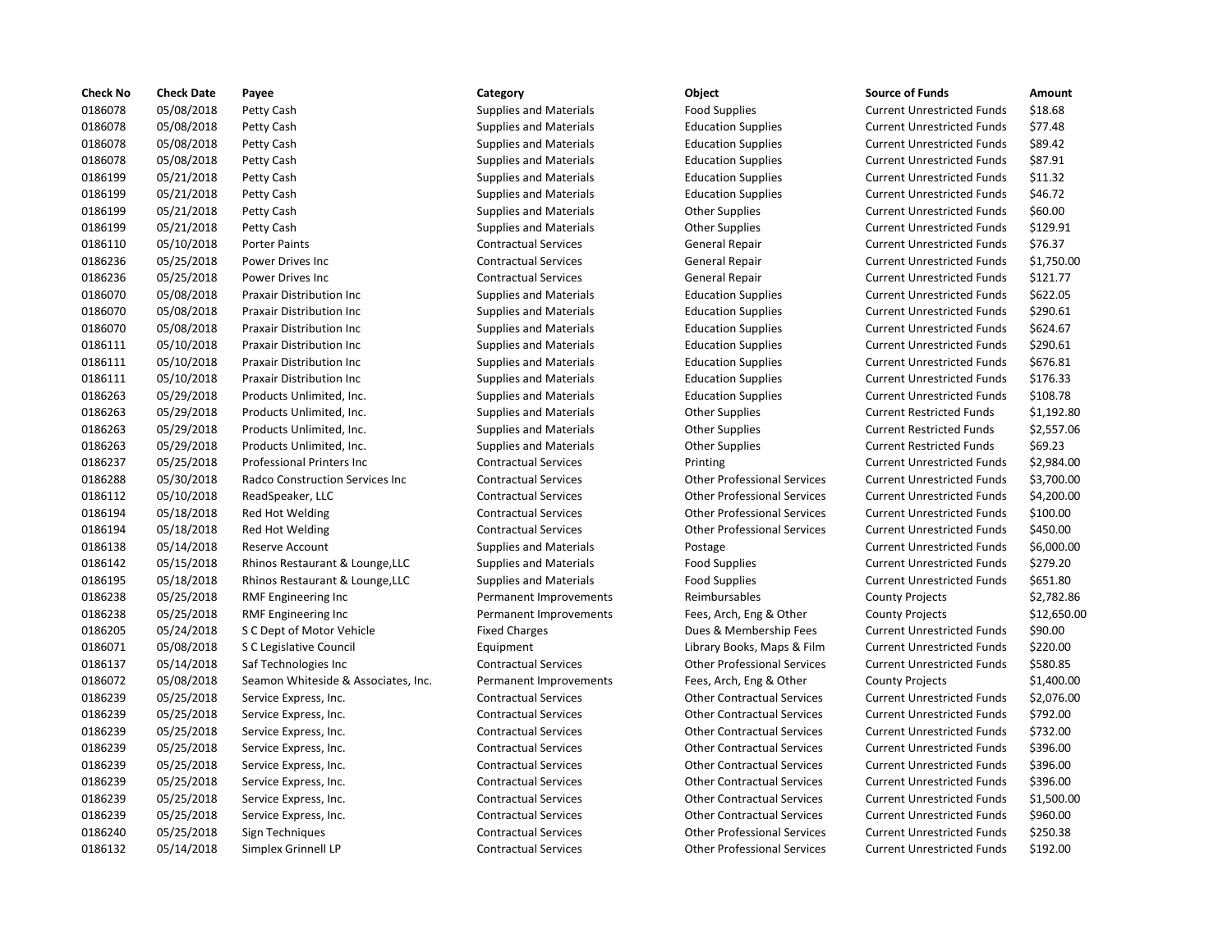| Check No | Check Date | Payee | Category | Object | Source of Funds | Amount |
|---|---|---|---|---|---|---|
| 0186078 | 05/08/2018 | Petty Cash | Supplies and Materials | Food Supplies | Current Unrestricted Funds | $18.68 |
| 0186078 | 05/08/2018 | Petty Cash | Supplies and Materials | Education Supplies | Current Unrestricted Funds | $77.48 |
| 0186078 | 05/08/2018 | Petty Cash | Supplies and Materials | Education Supplies | Current Unrestricted Funds | $89.42 |
| 0186078 | 05/08/2018 | Petty Cash | Supplies and Materials | Education Supplies | Current Unrestricted Funds | $87.91 |
| 0186199 | 05/21/2018 | Petty Cash | Supplies and Materials | Education Supplies | Current Unrestricted Funds | $11.32 |
| 0186199 | 05/21/2018 | Petty Cash | Supplies and Materials | Education Supplies | Current Unrestricted Funds | $46.72 |
| 0186199 | 05/21/2018 | Petty Cash | Supplies and Materials | Other Supplies | Current Unrestricted Funds | $60.00 |
| 0186199 | 05/21/2018 | Petty Cash | Supplies and Materials | Other Supplies | Current Unrestricted Funds | $129.91 |
| 0186110 | 05/10/2018 | Porter Paints | Contractual Services | General Repair | Current Unrestricted Funds | $76.37 |
| 0186236 | 05/25/2018 | Power Drives Inc | Contractual Services | General Repair | Current Unrestricted Funds | $1,750.00 |
| 0186236 | 05/25/2018 | Power Drives Inc | Contractual Services | General Repair | Current Unrestricted Funds | $121.77 |
| 0186070 | 05/08/2018 | Praxair Distribution Inc | Supplies and Materials | Education Supplies | Current Unrestricted Funds | $622.05 |
| 0186070 | 05/08/2018 | Praxair Distribution Inc | Supplies and Materials | Education Supplies | Current Unrestricted Funds | $290.61 |
| 0186070 | 05/08/2018 | Praxair Distribution Inc | Supplies and Materials | Education Supplies | Current Unrestricted Funds | $624.67 |
| 0186111 | 05/10/2018 | Praxair Distribution Inc | Supplies and Materials | Education Supplies | Current Unrestricted Funds | $290.61 |
| 0186111 | 05/10/2018 | Praxair Distribution Inc | Supplies and Materials | Education Supplies | Current Unrestricted Funds | $676.81 |
| 0186111 | 05/10/2018 | Praxair Distribution Inc | Supplies and Materials | Education Supplies | Current Unrestricted Funds | $176.33 |
| 0186263 | 05/29/2018 | Products Unlimited, Inc. | Supplies and Materials | Education Supplies | Current Unrestricted Funds | $108.78 |
| 0186263 | 05/29/2018 | Products Unlimited, Inc. | Supplies and Materials | Other Supplies | Current Restricted Funds | $1,192.80 |
| 0186263 | 05/29/2018 | Products Unlimited, Inc. | Supplies and Materials | Other Supplies | Current Restricted Funds | $2,557.06 |
| 0186263 | 05/29/2018 | Products Unlimited, Inc. | Supplies and Materials | Other Supplies | Current Restricted Funds | $69.23 |
| 0186237 | 05/25/2018 | Professional Printers Inc | Contractual Services | Printing | Current Unrestricted Funds | $2,984.00 |
| 0186288 | 05/30/2018 | Radco Construction Services Inc | Contractual Services | Other Professional Services | Current Unrestricted Funds | $3,700.00 |
| 0186112 | 05/10/2018 | ReadSpeaker, LLC | Contractual Services | Other Professional Services | Current Unrestricted Funds | $4,200.00 |
| 0186194 | 05/18/2018 | Red Hot Welding | Contractual Services | Other Professional Services | Current Unrestricted Funds | $100.00 |
| 0186194 | 05/18/2018 | Red Hot Welding | Contractual Services | Other Professional Services | Current Unrestricted Funds | $450.00 |
| 0186138 | 05/14/2018 | Reserve Account | Supplies and Materials | Postage | Current Unrestricted Funds | $6,000.00 |
| 0186142 | 05/15/2018 | Rhinos Restaurant & Lounge,LLC | Supplies and Materials | Food Supplies | Current Unrestricted Funds | $279.20 |
| 0186195 | 05/18/2018 | Rhinos Restaurant & Lounge,LLC | Supplies and Materials | Food Supplies | Current Unrestricted Funds | $651.80 |
| 0186238 | 05/25/2018 | RMF Engineering Inc | Permanent Improvements | Reimbursables | County Projects | $2,782.86 |
| 0186238 | 05/25/2018 | RMF Engineering Inc | Permanent Improvements | Fees, Arch, Eng & Other | County Projects | $12,650.00 |
| 0186205 | 05/24/2018 | S C Dept of Motor Vehicle | Fixed Charges | Dues & Membership Fees | Current Unrestricted Funds | $90.00 |
| 0186071 | 05/08/2018 | S C Legislative Council | Equipment | Library Books, Maps & Film | Current Unrestricted Funds | $220.00 |
| 0186137 | 05/14/2018 | Saf Technologies Inc | Contractual Services | Other Professional Services | Current Unrestricted Funds | $580.85 |
| 0186072 | 05/08/2018 | Seamon Whiteside & Associates, Inc. | Permanent Improvements | Fees, Arch, Eng & Other | County Projects | $1,400.00 |
| 0186239 | 05/25/2018 | Service Express, Inc. | Contractual Services | Other Contractual Services | Current Unrestricted Funds | $2,076.00 |
| 0186239 | 05/25/2018 | Service Express, Inc. | Contractual Services | Other Contractual Services | Current Unrestricted Funds | $792.00 |
| 0186239 | 05/25/2018 | Service Express, Inc. | Contractual Services | Other Contractual Services | Current Unrestricted Funds | $732.00 |
| 0186239 | 05/25/2018 | Service Express, Inc. | Contractual Services | Other Contractual Services | Current Unrestricted Funds | $396.00 |
| 0186239 | 05/25/2018 | Service Express, Inc. | Contractual Services | Other Contractual Services | Current Unrestricted Funds | $396.00 |
| 0186239 | 05/25/2018 | Service Express, Inc. | Contractual Services | Other Contractual Services | Current Unrestricted Funds | $396.00 |
| 0186239 | 05/25/2018 | Service Express, Inc. | Contractual Services | Other Contractual Services | Current Unrestricted Funds | $1,500.00 |
| 0186239 | 05/25/2018 | Service Express, Inc. | Contractual Services | Other Contractual Services | Current Unrestricted Funds | $960.00 |
| 0186240 | 05/25/2018 | Sign Techniques | Contractual Services | Other Professional Services | Current Unrestricted Funds | $250.38 |
| 0186132 | 05/14/2018 | Simplex Grinnell LP | Contractual Services | Other Professional Services | Current Unrestricted Funds | $192.00 |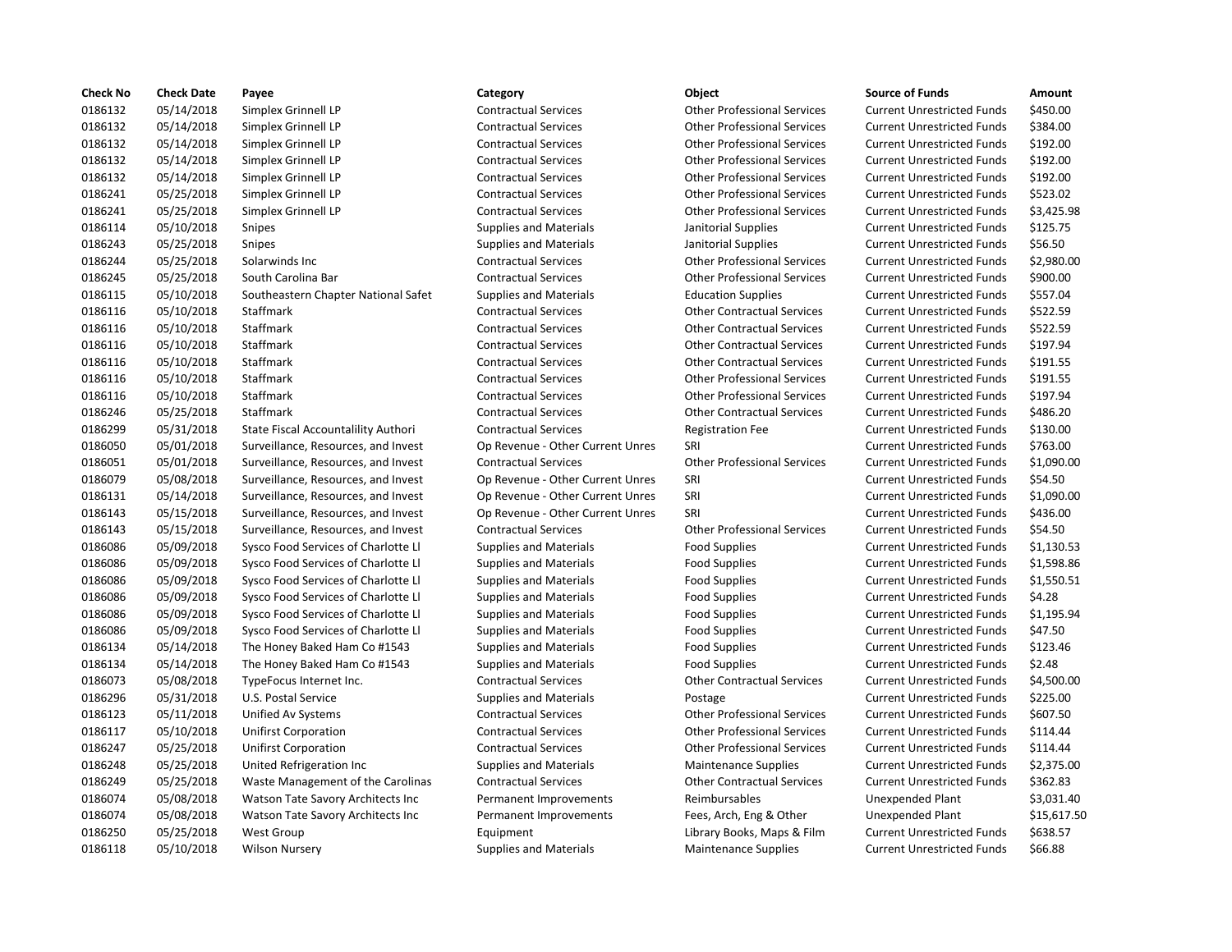| Check No | Check Date | Payee | Category | Object | Source of Funds | Amount |
|---|---|---|---|---|---|---|
| 0186132 | 05/14/2018 | Simplex Grinnell LP | Contractual Services | Other Professional Services | Current Unrestricted Funds | $450.00 |
| 0186132 | 05/14/2018 | Simplex Grinnell LP | Contractual Services | Other Professional Services | Current Unrestricted Funds | $384.00 |
| 0186132 | 05/14/2018 | Simplex Grinnell LP | Contractual Services | Other Professional Services | Current Unrestricted Funds | $192.00 |
| 0186132 | 05/14/2018 | Simplex Grinnell LP | Contractual Services | Other Professional Services | Current Unrestricted Funds | $192.00 |
| 0186132 | 05/14/2018 | Simplex Grinnell LP | Contractual Services | Other Professional Services | Current Unrestricted Funds | $192.00 |
| 0186241 | 05/25/2018 | Simplex Grinnell LP | Contractual Services | Other Professional Services | Current Unrestricted Funds | $523.02 |
| 0186241 | 05/25/2018 | Simplex Grinnell LP | Contractual Services | Other Professional Services | Current Unrestricted Funds | $3,425.98 |
| 0186114 | 05/10/2018 | Snipes | Supplies and Materials | Janitorial Supplies | Current Unrestricted Funds | $125.75 |
| 0186243 | 05/25/2018 | Snipes | Supplies and Materials | Janitorial Supplies | Current Unrestricted Funds | $56.50 |
| 0186244 | 05/25/2018 | Solarwinds Inc | Contractual Services | Other Professional Services | Current Unrestricted Funds | $2,980.00 |
| 0186245 | 05/25/2018 | South Carolina Bar | Contractual Services | Other Professional Services | Current Unrestricted Funds | $900.00 |
| 0186115 | 05/10/2018 | Southeastern Chapter National Safet | Supplies and Materials | Education Supplies | Current Unrestricted Funds | $557.04 |
| 0186116 | 05/10/2018 | Staffmark | Contractual Services | Other Contractual Services | Current Unrestricted Funds | $522.59 |
| 0186116 | 05/10/2018 | Staffmark | Contractual Services | Other Contractual Services | Current Unrestricted Funds | $522.59 |
| 0186116 | 05/10/2018 | Staffmark | Contractual Services | Other Contractual Services | Current Unrestricted Funds | $197.94 |
| 0186116 | 05/10/2018 | Staffmark | Contractual Services | Other Contractual Services | Current Unrestricted Funds | $191.55 |
| 0186116 | 05/10/2018 | Staffmark | Contractual Services | Other Professional Services | Current Unrestricted Funds | $191.55 |
| 0186116 | 05/10/2018 | Staffmark | Contractual Services | Other Professional Services | Current Unrestricted Funds | $197.94 |
| 0186246 | 05/25/2018 | Staffmark | Contractual Services | Other Contractual Services | Current Unrestricted Funds | $486.20 |
| 0186299 | 05/31/2018 | State Fiscal Accountability Authori | Contractual Services | Registration Fee | Current Unrestricted Funds | $130.00 |
| 0186050 | 05/01/2018 | Surveillance, Resources, and Invest | Op Revenue - Other Current Unres | SRI | Current Unrestricted Funds | $763.00 |
| 0186051 | 05/01/2018 | Surveillance, Resources, and Invest | Contractual Services | Other Professional Services | Current Unrestricted Funds | $1,090.00 |
| 0186079 | 05/08/2018 | Surveillance, Resources, and Invest | Op Revenue - Other Current Unres | SRI | Current Unrestricted Funds | $54.50 |
| 0186131 | 05/14/2018 | Surveillance, Resources, and Invest | Op Revenue - Other Current Unres | SRI | Current Unrestricted Funds | $1,090.00 |
| 0186143 | 05/15/2018 | Surveillance, Resources, and Invest | Op Revenue - Other Current Unres | SRI | Current Unrestricted Funds | $436.00 |
| 0186143 | 05/15/2018 | Surveillance, Resources, and Invest | Contractual Services | Other Professional Services | Current Unrestricted Funds | $54.50 |
| 0186086 | 05/09/2018 | Sysco Food Services of Charlotte Ll | Supplies and Materials | Food Supplies | Current Unrestricted Funds | $1,130.53 |
| 0186086 | 05/09/2018 | Sysco Food Services of Charlotte Ll | Supplies and Materials | Food Supplies | Current Unrestricted Funds | $1,598.86 |
| 0186086 | 05/09/2018 | Sysco Food Services of Charlotte Ll | Supplies and Materials | Food Supplies | Current Unrestricted Funds | $1,550.51 |
| 0186086 | 05/09/2018 | Sysco Food Services of Charlotte Ll | Supplies and Materials | Food Supplies | Current Unrestricted Funds | $4.28 |
| 0186086 | 05/09/2018 | Sysco Food Services of Charlotte Ll | Supplies and Materials | Food Supplies | Current Unrestricted Funds | $1,195.94 |
| 0186086 | 05/09/2018 | Sysco Food Services of Charlotte Ll | Supplies and Materials | Food Supplies | Current Unrestricted Funds | $47.50 |
| 0186134 | 05/14/2018 | The Honey Baked Ham Co #1543 | Supplies and Materials | Food Supplies | Current Unrestricted Funds | $123.46 |
| 0186134 | 05/14/2018 | The Honey Baked Ham Co #1543 | Supplies and Materials | Food Supplies | Current Unrestricted Funds | $2.48 |
| 0186073 | 05/08/2018 | TypeFocus Internet Inc. | Contractual Services | Other Contractual Services | Current Unrestricted Funds | $4,500.00 |
| 0186296 | 05/31/2018 | U.S. Postal Service | Supplies and Materials | Postage | Current Unrestricted Funds | $225.00 |
| 0186123 | 05/11/2018 | Unified Av Systems | Contractual Services | Other Professional Services | Current Unrestricted Funds | $607.50 |
| 0186117 | 05/10/2018 | Unifirst Corporation | Contractual Services | Other Professional Services | Current Unrestricted Funds | $114.44 |
| 0186247 | 05/25/2018 | Unifirst Corporation | Contractual Services | Other Professional Services | Current Unrestricted Funds | $114.44 |
| 0186248 | 05/25/2018 | United Refrigeration Inc | Supplies and Materials | Maintenance Supplies | Current Unrestricted Funds | $2,375.00 |
| 0186249 | 05/25/2018 | Waste Management of the Carolinas | Contractual Services | Other Contractual Services | Current Unrestricted Funds | $362.83 |
| 0186074 | 05/08/2018 | Watson Tate Savory Architects Inc | Permanent Improvements | Reimbursables | Unexpended Plant | $3,031.40 |
| 0186074 | 05/08/2018 | Watson Tate Savory Architects Inc | Permanent Improvements | Fees, Arch, Eng & Other | Unexpended Plant | $15,617.50 |
| 0186250 | 05/25/2018 | West Group | Equipment | Library Books, Maps & Film | Current Unrestricted Funds | $638.57 |
| 0186118 | 05/10/2018 | Wilson Nursery | Supplies and Materials | Maintenance Supplies | Current Unrestricted Funds | $66.88 |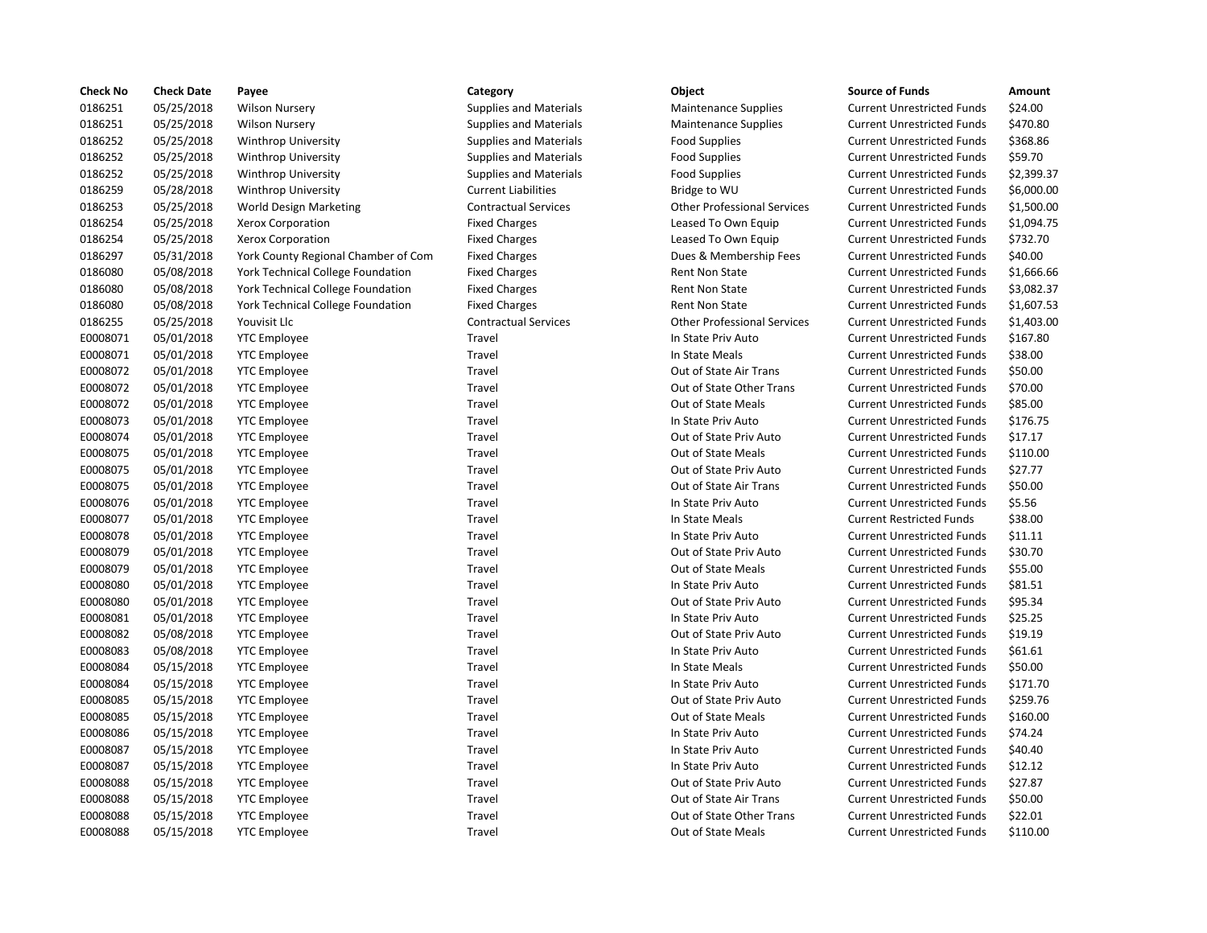| Check No | Check Date | Payee | Category | Object | Source of Funds | Amount |
|---|---|---|---|---|---|---|
| 0186251 | 05/25/2018 | Wilson Nursery | Supplies and Materials | Maintenance Supplies | Current Unrestricted Funds | $24.00 |
| 0186251 | 05/25/2018 | Wilson Nursery | Supplies and Materials | Maintenance Supplies | Current Unrestricted Funds | $470.80 |
| 0186252 | 05/25/2018 | Winthrop University | Supplies and Materials | Food Supplies | Current Unrestricted Funds | $368.86 |
| 0186252 | 05/25/2018 | Winthrop University | Supplies and Materials | Food Supplies | Current Unrestricted Funds | $59.70 |
| 0186252 | 05/25/2018 | Winthrop University | Supplies and Materials | Food Supplies | Current Unrestricted Funds | $2,399.37 |
| 0186259 | 05/28/2018 | Winthrop University | Current Liabilities | Bridge to WU | Current Unrestricted Funds | $6,000.00 |
| 0186253 | 05/25/2018 | World Design Marketing | Contractual Services | Other Professional Services | Current Unrestricted Funds | $1,500.00 |
| 0186254 | 05/25/2018 | Xerox Corporation | Fixed Charges | Leased To Own Equip | Current Unrestricted Funds | $1,094.75 |
| 0186254 | 05/25/2018 | Xerox Corporation | Fixed Charges | Leased To Own Equip | Current Unrestricted Funds | $732.70 |
| 0186297 | 05/31/2018 | York County Regional Chamber of Com | Fixed Charges | Dues & Membership Fees | Current Unrestricted Funds | $40.00 |
| 0186080 | 05/08/2018 | York Technical College Foundation | Fixed Charges | Rent Non State | Current Unrestricted Funds | $1,666.66 |
| 0186080 | 05/08/2018 | York Technical College Foundation | Fixed Charges | Rent Non State | Current Unrestricted Funds | $3,082.37 |
| 0186080 | 05/08/2018 | York Technical College Foundation | Fixed Charges | Rent Non State | Current Unrestricted Funds | $1,607.53 |
| 0186255 | 05/25/2018 | Youvisit Llc | Contractual Services | Other Professional Services | Current Unrestricted Funds | $1,403.00 |
| E0008071 | 05/01/2018 | YTC Employee | Travel | In State Priv Auto | Current Unrestricted Funds | $167.80 |
| E0008071 | 05/01/2018 | YTC Employee | Travel | In State Meals | Current Unrestricted Funds | $38.00 |
| E0008072 | 05/01/2018 | YTC Employee | Travel | Out of State Air Trans | Current Unrestricted Funds | $50.00 |
| E0008072 | 05/01/2018 | YTC Employee | Travel | Out of State Other Trans | Current Unrestricted Funds | $70.00 |
| E0008072 | 05/01/2018 | YTC Employee | Travel | Out of State Meals | Current Unrestricted Funds | $85.00 |
| E0008073 | 05/01/2018 | YTC Employee | Travel | In State Priv Auto | Current Unrestricted Funds | $176.75 |
| E0008074 | 05/01/2018 | YTC Employee | Travel | Out of State Priv Auto | Current Unrestricted Funds | $17.17 |
| E0008075 | 05/01/2018 | YTC Employee | Travel | Out of State Meals | Current Unrestricted Funds | $110.00 |
| E0008075 | 05/01/2018 | YTC Employee | Travel | Out of State Priv Auto | Current Unrestricted Funds | $27.77 |
| E0008075 | 05/01/2018 | YTC Employee | Travel | Out of State Air Trans | Current Unrestricted Funds | $50.00 |
| E0008076 | 05/01/2018 | YTC Employee | Travel | In State Priv Auto | Current Unrestricted Funds | $5.56 |
| E0008077 | 05/01/2018 | YTC Employee | Travel | In State Meals | Current Restricted Funds | $38.00 |
| E0008078 | 05/01/2018 | YTC Employee | Travel | In State Priv Auto | Current Unrestricted Funds | $11.11 |
| E0008079 | 05/01/2018 | YTC Employee | Travel | Out of State Priv Auto | Current Unrestricted Funds | $30.70 |
| E0008079 | 05/01/2018 | YTC Employee | Travel | Out of State Meals | Current Unrestricted Funds | $55.00 |
| E0008080 | 05/01/2018 | YTC Employee | Travel | In State Priv Auto | Current Unrestricted Funds | $81.51 |
| E0008080 | 05/01/2018 | YTC Employee | Travel | Out of State Priv Auto | Current Unrestricted Funds | $95.34 |
| E0008081 | 05/01/2018 | YTC Employee | Travel | In State Priv Auto | Current Unrestricted Funds | $25.25 |
| E0008082 | 05/08/2018 | YTC Employee | Travel | Out of State Priv Auto | Current Unrestricted Funds | $19.19 |
| E0008083 | 05/08/2018 | YTC Employee | Travel | In State Priv Auto | Current Unrestricted Funds | $61.61 |
| E0008084 | 05/15/2018 | YTC Employee | Travel | In State Meals | Current Unrestricted Funds | $50.00 |
| E0008084 | 05/15/2018 | YTC Employee | Travel | In State Priv Auto | Current Unrestricted Funds | $171.70 |
| E0008085 | 05/15/2018 | YTC Employee | Travel | Out of State Priv Auto | Current Unrestricted Funds | $259.76 |
| E0008085 | 05/15/2018 | YTC Employee | Travel | Out of State Meals | Current Unrestricted Funds | $160.00 |
| E0008086 | 05/15/2018 | YTC Employee | Travel | In State Priv Auto | Current Unrestricted Funds | $74.24 |
| E0008087 | 05/15/2018 | YTC Employee | Travel | In State Priv Auto | Current Unrestricted Funds | $40.40 |
| E0008087 | 05/15/2018 | YTC Employee | Travel | In State Priv Auto | Current Unrestricted Funds | $12.12 |
| E0008088 | 05/15/2018 | YTC Employee | Travel | Out of State Priv Auto | Current Unrestricted Funds | $27.87 |
| E0008088 | 05/15/2018 | YTC Employee | Travel | Out of State Air Trans | Current Unrestricted Funds | $50.00 |
| E0008088 | 05/15/2018 | YTC Employee | Travel | Out of State Other Trans | Current Unrestricted Funds | $22.01 |
| E0008088 | 05/15/2018 | YTC Employee | Travel | Out of State Meals | Current Unrestricted Funds | $110.00 |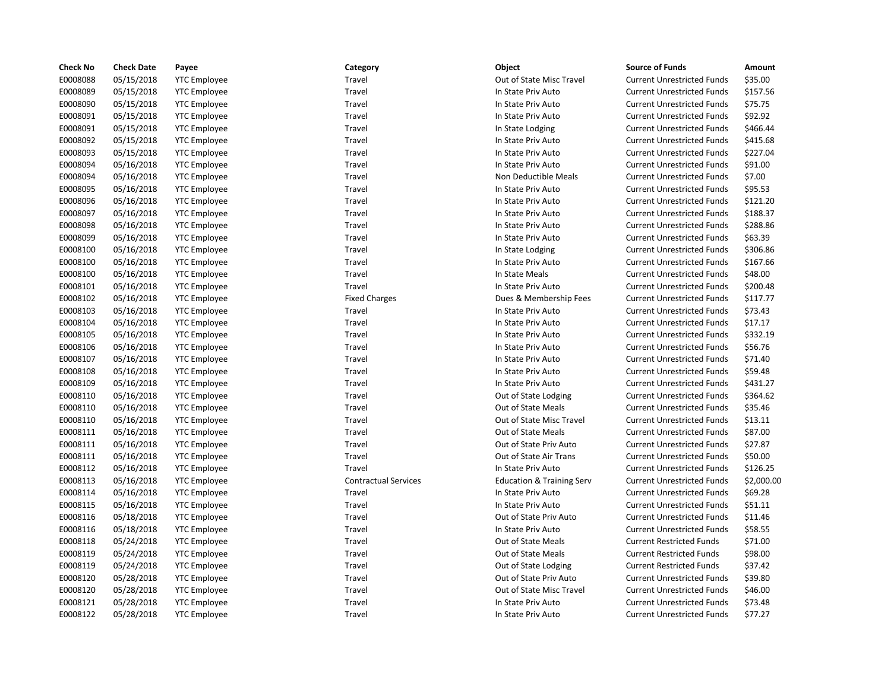| Check No | Check Date | Payee | Category | Object | Source of Funds | Amount |
|---|---|---|---|---|---|---|
| E0008088 | 05/15/2018 | YTC Employee | Travel | Out of State Misc Travel | Current Unrestricted Funds | $35.00 |
| E0008089 | 05/15/2018 | YTC Employee | Travel | In State Priv Auto | Current Unrestricted Funds | $157.56 |
| E0008090 | 05/15/2018 | YTC Employee | Travel | In State Priv Auto | Current Unrestricted Funds | $75.75 |
| E0008091 | 05/15/2018 | YTC Employee | Travel | In State Priv Auto | Current Unrestricted Funds | $92.92 |
| E0008091 | 05/15/2018 | YTC Employee | Travel | In State Lodging | Current Unrestricted Funds | $466.44 |
| E0008092 | 05/15/2018 | YTC Employee | Travel | In State Priv Auto | Current Unrestricted Funds | $415.68 |
| E0008093 | 05/15/2018 | YTC Employee | Travel | In State Priv Auto | Current Unrestricted Funds | $227.04 |
| E0008094 | 05/16/2018 | YTC Employee | Travel | In State Priv Auto | Current Unrestricted Funds | $91.00 |
| E0008094 | 05/16/2018 | YTC Employee | Travel | Non Deductible Meals | Current Unrestricted Funds | $7.00 |
| E0008095 | 05/16/2018 | YTC Employee | Travel | In State Priv Auto | Current Unrestricted Funds | $95.53 |
| E0008096 | 05/16/2018 | YTC Employee | Travel | In State Priv Auto | Current Unrestricted Funds | $121.20 |
| E0008097 | 05/16/2018 | YTC Employee | Travel | In State Priv Auto | Current Unrestricted Funds | $188.37 |
| E0008098 | 05/16/2018 | YTC Employee | Travel | In State Priv Auto | Current Unrestricted Funds | $288.86 |
| E0008099 | 05/16/2018 | YTC Employee | Travel | In State Priv Auto | Current Unrestricted Funds | $63.39 |
| E0008100 | 05/16/2018 | YTC Employee | Travel | In State Lodging | Current Unrestricted Funds | $306.86 |
| E0008100 | 05/16/2018 | YTC Employee | Travel | In State Priv Auto | Current Unrestricted Funds | $167.66 |
| E0008100 | 05/16/2018 | YTC Employee | Travel | In State Meals | Current Unrestricted Funds | $48.00 |
| E0008101 | 05/16/2018 | YTC Employee | Travel | In State Priv Auto | Current Unrestricted Funds | $200.48 |
| E0008102 | 05/16/2018 | YTC Employee | Fixed Charges | Dues & Membership Fees | Current Unrestricted Funds | $117.77 |
| E0008103 | 05/16/2018 | YTC Employee | Travel | In State Priv Auto | Current Unrestricted Funds | $73.43 |
| E0008104 | 05/16/2018 | YTC Employee | Travel | In State Priv Auto | Current Unrestricted Funds | $17.17 |
| E0008105 | 05/16/2018 | YTC Employee | Travel | In State Priv Auto | Current Unrestricted Funds | $332.19 |
| E0008106 | 05/16/2018 | YTC Employee | Travel | In State Priv Auto | Current Unrestricted Funds | $56.76 |
| E0008107 | 05/16/2018 | YTC Employee | Travel | In State Priv Auto | Current Unrestricted Funds | $71.40 |
| E0008108 | 05/16/2018 | YTC Employee | Travel | In State Priv Auto | Current Unrestricted Funds | $59.48 |
| E0008109 | 05/16/2018 | YTC Employee | Travel | In State Priv Auto | Current Unrestricted Funds | $431.27 |
| E0008110 | 05/16/2018 | YTC Employee | Travel | Out of State Lodging | Current Unrestricted Funds | $364.62 |
| E0008110 | 05/16/2018 | YTC Employee | Travel | Out of State Meals | Current Unrestricted Funds | $35.46 |
| E0008110 | 05/16/2018 | YTC Employee | Travel | Out of State Misc Travel | Current Unrestricted Funds | $13.11 |
| E0008111 | 05/16/2018 | YTC Employee | Travel | Out of State Meals | Current Unrestricted Funds | $87.00 |
| E0008111 | 05/16/2018 | YTC Employee | Travel | Out of State Priv Auto | Current Unrestricted Funds | $27.87 |
| E0008111 | 05/16/2018 | YTC Employee | Travel | Out of State Air Trans | Current Unrestricted Funds | $50.00 |
| E0008112 | 05/16/2018 | YTC Employee | Travel | In State Priv Auto | Current Unrestricted Funds | $126.25 |
| E0008113 | 05/16/2018 | YTC Employee | Contractual Services | Education & Training Serv | Current Unrestricted Funds | $2,000.00 |
| E0008114 | 05/16/2018 | YTC Employee | Travel | In State Priv Auto | Current Unrestricted Funds | $69.28 |
| E0008115 | 05/16/2018 | YTC Employee | Travel | In State Priv Auto | Current Unrestricted Funds | $51.11 |
| E0008116 | 05/18/2018 | YTC Employee | Travel | Out of State Priv Auto | Current Unrestricted Funds | $11.46 |
| E0008116 | 05/18/2018 | YTC Employee | Travel | In State Priv Auto | Current Unrestricted Funds | $58.55 |
| E0008118 | 05/24/2018 | YTC Employee | Travel | Out of State Meals | Current Restricted Funds | $71.00 |
| E0008119 | 05/24/2018 | YTC Employee | Travel | Out of State Meals | Current Restricted Funds | $98.00 |
| E0008119 | 05/24/2018 | YTC Employee | Travel | Out of State Lodging | Current Restricted Funds | $37.42 |
| E0008120 | 05/28/2018 | YTC Employee | Travel | Out of State Priv Auto | Current Unrestricted Funds | $39.80 |
| E0008120 | 05/28/2018 | YTC Employee | Travel | Out of State Misc Travel | Current Unrestricted Funds | $46.00 |
| E0008121 | 05/28/2018 | YTC Employee | Travel | In State Priv Auto | Current Unrestricted Funds | $73.48 |
| E0008122 | 05/28/2018 | YTC Employee | Travel | In State Priv Auto | Current Unrestricted Funds | $77.27 |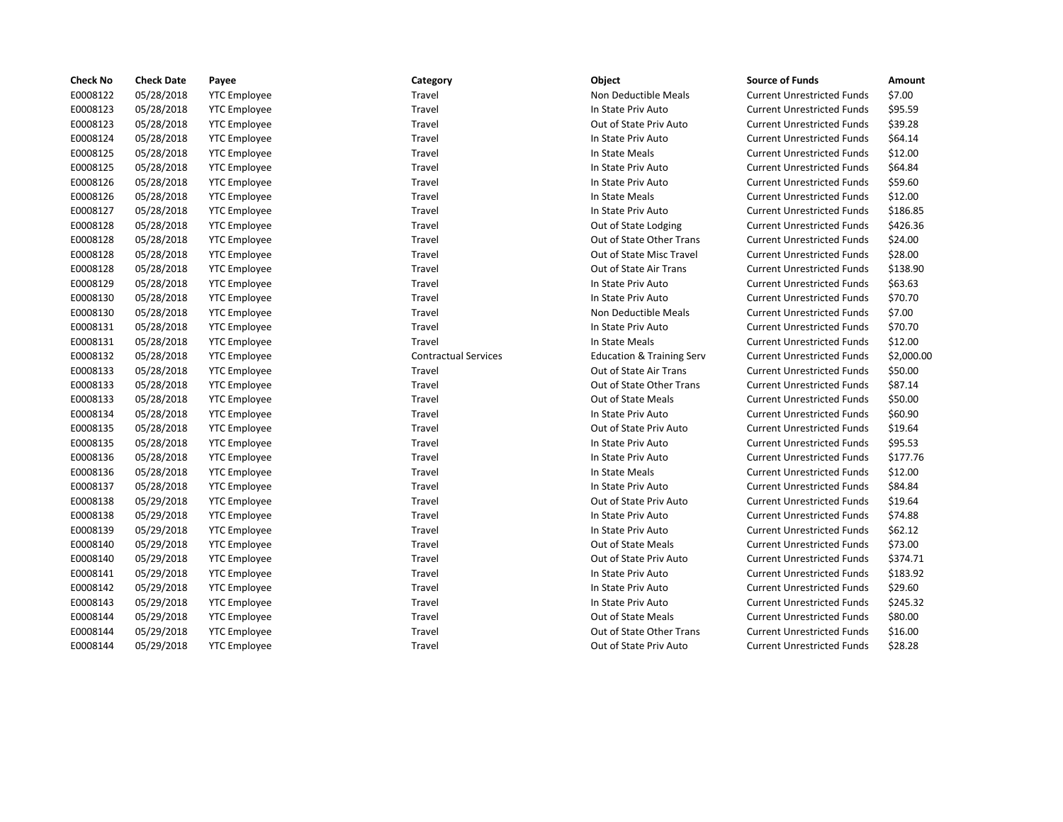| Check No | Check Date | Payee | Category | Object | Source of Funds | Amount |
|---|---|---|---|---|---|---|
| E0008122 | 05/28/2018 | YTC Employee | Travel | Non Deductible Meals | Current Unrestricted Funds | $7.00 |
| E0008123 | 05/28/2018 | YTC Employee | Travel | In State Priv Auto | Current Unrestricted Funds | $95.59 |
| E0008123 | 05/28/2018 | YTC Employee | Travel | Out of State Priv Auto | Current Unrestricted Funds | $39.28 |
| E0008124 | 05/28/2018 | YTC Employee | Travel | In State Priv Auto | Current Unrestricted Funds | $64.14 |
| E0008125 | 05/28/2018 | YTC Employee | Travel | In State Meals | Current Unrestricted Funds | $12.00 |
| E0008125 | 05/28/2018 | YTC Employee | Travel | In State Priv Auto | Current Unrestricted Funds | $64.84 |
| E0008126 | 05/28/2018 | YTC Employee | Travel | In State Priv Auto | Current Unrestricted Funds | $59.60 |
| E0008126 | 05/28/2018 | YTC Employee | Travel | In State Meals | Current Unrestricted Funds | $12.00 |
| E0008127 | 05/28/2018 | YTC Employee | Travel | In State Priv Auto | Current Unrestricted Funds | $186.85 |
| E0008128 | 05/28/2018 | YTC Employee | Travel | Out of State Lodging | Current Unrestricted Funds | $426.36 |
| E0008128 | 05/28/2018 | YTC Employee | Travel | Out of State Other Trans | Current Unrestricted Funds | $24.00 |
| E0008128 | 05/28/2018 | YTC Employee | Travel | Out of State Misc Travel | Current Unrestricted Funds | $28.00 |
| E0008128 | 05/28/2018 | YTC Employee | Travel | Out of State Air Trans | Current Unrestricted Funds | $138.90 |
| E0008129 | 05/28/2018 | YTC Employee | Travel | In State Priv Auto | Current Unrestricted Funds | $63.63 |
| E0008130 | 05/28/2018 | YTC Employee | Travel | In State Priv Auto | Current Unrestricted Funds | $70.70 |
| E0008130 | 05/28/2018 | YTC Employee | Travel | Non Deductible Meals | Current Unrestricted Funds | $7.00 |
| E0008131 | 05/28/2018 | YTC Employee | Travel | In State Priv Auto | Current Unrestricted Funds | $70.70 |
| E0008131 | 05/28/2018 | YTC Employee | Travel | In State Meals | Current Unrestricted Funds | $12.00 |
| E0008132 | 05/28/2018 | YTC Employee | Contractual Services | Education & Training Serv | Current Unrestricted Funds | $2,000.00 |
| E0008133 | 05/28/2018 | YTC Employee | Travel | Out of State Air Trans | Current Unrestricted Funds | $50.00 |
| E0008133 | 05/28/2018 | YTC Employee | Travel | Out of State Other Trans | Current Unrestricted Funds | $87.14 |
| E0008133 | 05/28/2018 | YTC Employee | Travel | Out of State Meals | Current Unrestricted Funds | $50.00 |
| E0008134 | 05/28/2018 | YTC Employee | Travel | In State Priv Auto | Current Unrestricted Funds | $60.90 |
| E0008135 | 05/28/2018 | YTC Employee | Travel | Out of State Priv Auto | Current Unrestricted Funds | $19.64 |
| E0008135 | 05/28/2018 | YTC Employee | Travel | In State Priv Auto | Current Unrestricted Funds | $95.53 |
| E0008136 | 05/28/2018 | YTC Employee | Travel | In State Priv Auto | Current Unrestricted Funds | $177.76 |
| E0008136 | 05/28/2018 | YTC Employee | Travel | In State Meals | Current Unrestricted Funds | $12.00 |
| E0008137 | 05/28/2018 | YTC Employee | Travel | In State Priv Auto | Current Unrestricted Funds | $84.84 |
| E0008138 | 05/29/2018 | YTC Employee | Travel | Out of State Priv Auto | Current Unrestricted Funds | $19.64 |
| E0008138 | 05/29/2018 | YTC Employee | Travel | In State Priv Auto | Current Unrestricted Funds | $74.88 |
| E0008139 | 05/29/2018 | YTC Employee | Travel | In State Priv Auto | Current Unrestricted Funds | $62.12 |
| E0008140 | 05/29/2018 | YTC Employee | Travel | Out of State Meals | Current Unrestricted Funds | $73.00 |
| E0008140 | 05/29/2018 | YTC Employee | Travel | Out of State Priv Auto | Current Unrestricted Funds | $374.71 |
| E0008141 | 05/29/2018 | YTC Employee | Travel | In State Priv Auto | Current Unrestricted Funds | $183.92 |
| E0008142 | 05/29/2018 | YTC Employee | Travel | In State Priv Auto | Current Unrestricted Funds | $29.60 |
| E0008143 | 05/29/2018 | YTC Employee | Travel | In State Priv Auto | Current Unrestricted Funds | $245.32 |
| E0008144 | 05/29/2018 | YTC Employee | Travel | Out of State Meals | Current Unrestricted Funds | $80.00 |
| E0008144 | 05/29/2018 | YTC Employee | Travel | Out of State Other Trans | Current Unrestricted Funds | $16.00 |
| E0008144 | 05/29/2018 | YTC Employee | Travel | Out of State Priv Auto | Current Unrestricted Funds | $28.28 |